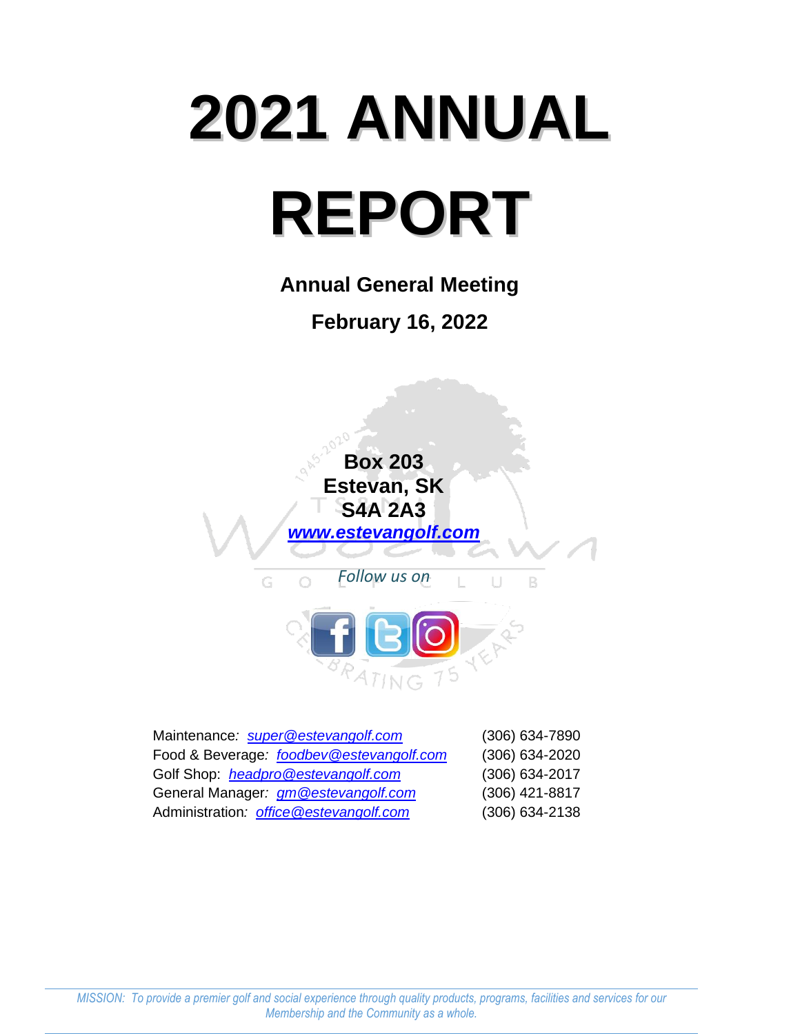# 2021 ANNUAL REPORT

## Annual General Meeting

## February 16, 2022

**Box 203**
**Estevan, SK**
**S4A 2A3**
***www.estevangolf.com***

*Follow us on*

| | |
|---|---|
| Maintenance*:* *super@estevangolf.com* | (306) 634-7890 |
| Food & Beverage*:* *foodbev@estevangolf.com* | (306) 634-2020 |
| Golf Shop: *headpro@estevangolf.com* | (306) 634-2017 |
| General Manager*:* *gm@estevangolf.com* | (306) 421-8817 |
| Administration*:* *office@estevangolf.com* | (306) 634-2138 |

*MISSION: To provide a premier golf and social experience through quality products, programs, facilities and services for our Membership and the Community as a whole.*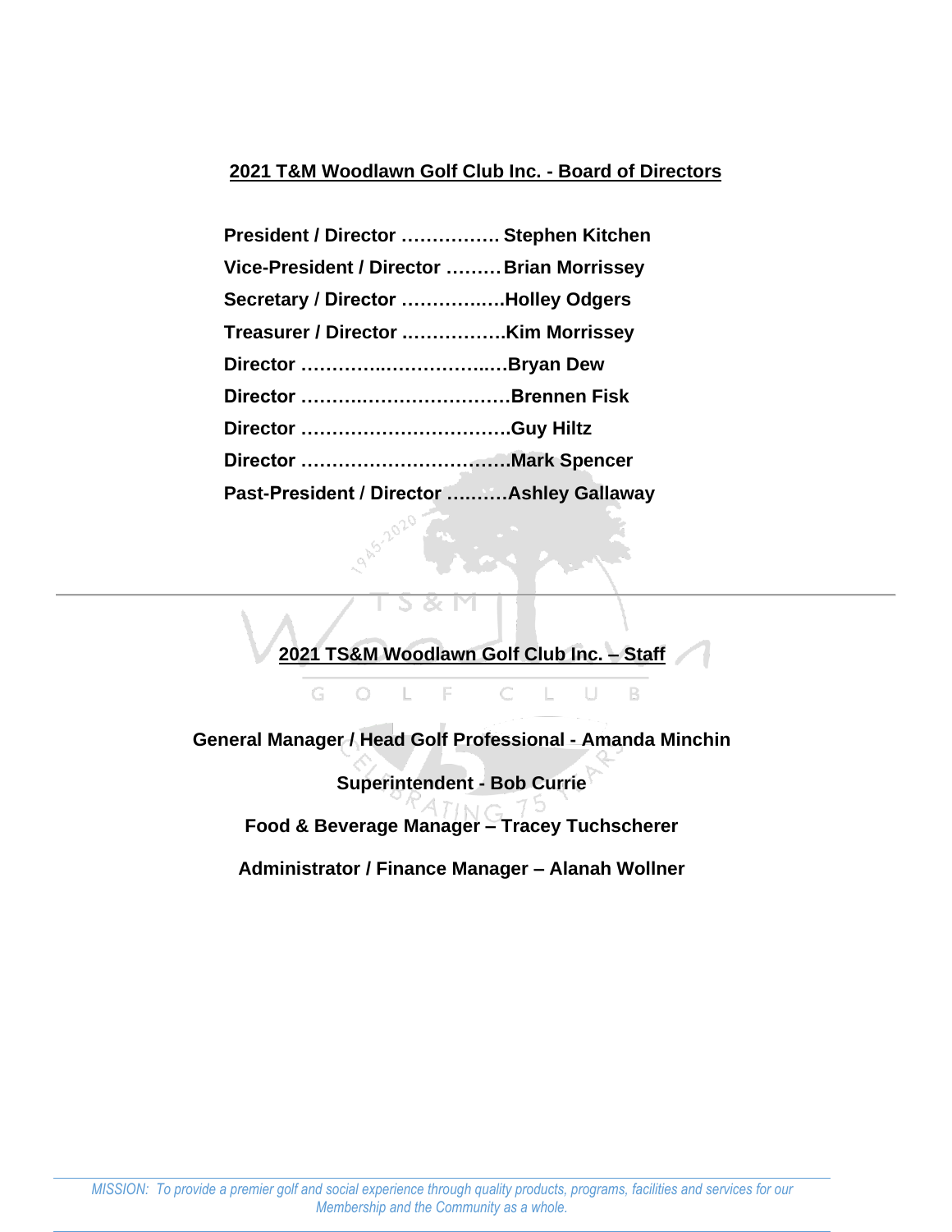## 2021 T&M Woodlawn Golf Club Inc. - Board of Directors

**President / Director ……………. Stephen Kitchen**
**Vice-President / Director ……… Brian Morrissey**
**Secretary / Director ……………..Holley Odgers**
**Treasurer / Director ……………..Kim Morrissey**
**Director ……………..……………..…Bryan Dew**
**Director ……………..………………Brennen Fisk**
**Director …………………………….Guy Hiltz**
**Director …………………………….Mark Spencer**
**Past-President / Director ……….Ashley Gallaway**

---

## 2021 TS&M Woodlawn Golf Club Inc. – Staff

**General Manager / Head Golf Professional - Amanda Minchin**

**Superintendent - Bob Currie**

**Food & Beverage Manager – Tracey Tuchscherer**

**Administrator / Finance Manager – Alanah Wollner**

---

*MISSION: To provide a premier golf and social experience through quality products, programs, facilities and services for our Membership and the Community as a whole.*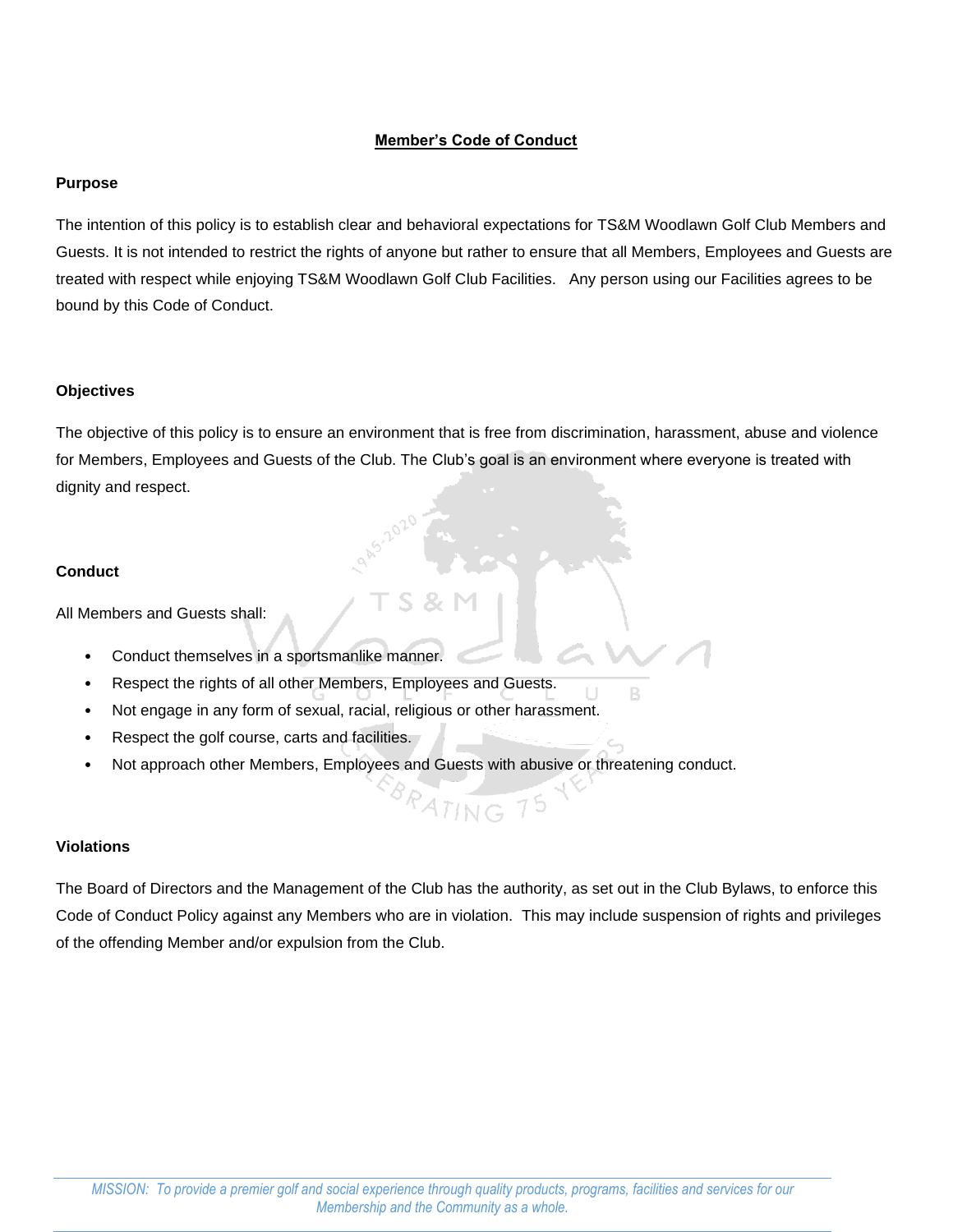# Member's Code of Conduct

## Purpose

The intention of this policy is to establish clear and behavioral expectations for TS&M Woodlawn Golf Club Members and Guests. It is not intended to restrict the rights of anyone but rather to ensure that all Members, Employees and Guests are treated with respect while enjoying TS&M Woodlawn Golf Club Facilities. Any person using our Facilities agrees to be bound by this Code of Conduct.

## Objectives

The objective of this policy is to ensure an environment that is free from discrimination, harassment, abuse and violence for Members, Employees and Guests of the Club. The Club's goal is an environment where everyone is treated with dignity and respect.

## Conduct

All Members and Guests shall:

- Conduct themselves in a sportsmanlike manner.
- Respect the rights of all other Members, Employees and Guests.
- Not engage in any form of sexual, racial, religious or other harassment.
- Respect the golf course, carts and facilities.
- Not approach other Members, Employees and Guests with abusive or threatening conduct.

## Violations

The Board of Directors and the Management of the Club has the authority, as set out in the Club Bylaws, to enforce this Code of Conduct Policy against any Members who are in violation. This may include suspension of rights and privileges of the offending Member and/or expulsion from the Club.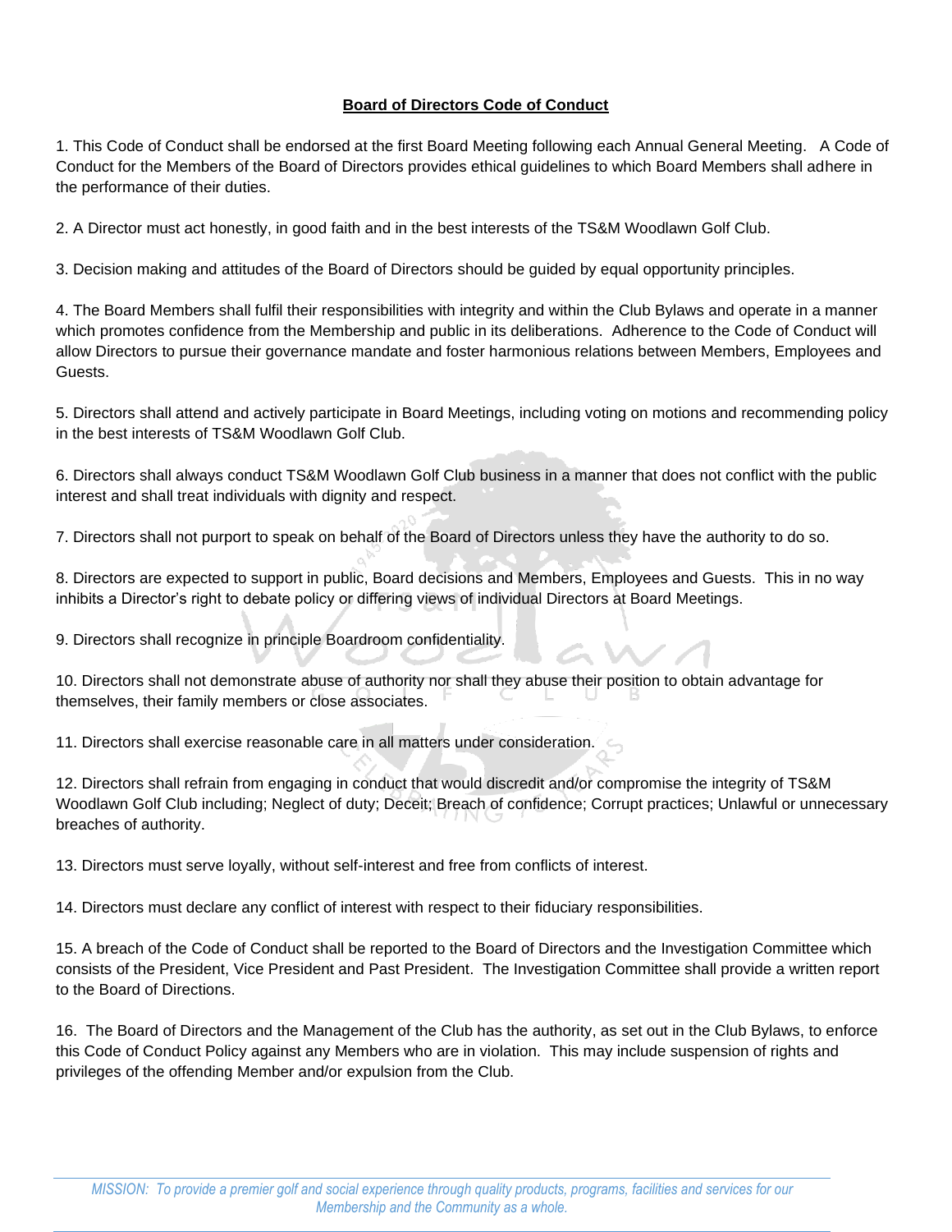# Board of Directors Code of Conduct

1. This Code of Conduct shall be endorsed at the first Board Meeting following each Annual General Meeting. A Code of Conduct for the Members of the Board of Directors provides ethical guidelines to which Board Members shall adhere in the performance of their duties.

2. A Director must act honestly, in good faith and in the best interests of the TS&M Woodlawn Golf Club.

3. Decision making and attitudes of the Board of Directors should be guided by equal opportunity principles.

4. The Board Members shall fulfil their responsibilities with integrity and within the Club Bylaws and operate in a manner which promotes confidence from the Membership and public in its deliberations. Adherence to the Code of Conduct will allow Directors to pursue their governance mandate and foster harmonious relations between Members, Employees and Guests.

5. Directors shall attend and actively participate in Board Meetings, including voting on motions and recommending policy in the best interests of TS&M Woodlawn Golf Club.

6. Directors shall always conduct TS&M Woodlawn Golf Club business in a manner that does not conflict with the public interest and shall treat individuals with dignity and respect.

7. Directors shall not purport to speak on behalf of the Board of Directors unless they have the authority to do so.

8. Directors are expected to support in public, Board decisions and Members, Employees and Guests. This in no way inhibits a Director's right to debate policy or differing views of individual Directors at Board Meetings.

9. Directors shall recognize in principle Boardroom confidentiality.

10. Directors shall not demonstrate abuse of authority nor shall they abuse their position to obtain advantage for themselves, their family members or close associates.

11. Directors shall exercise reasonable care in all matters under consideration.

12. Directors shall refrain from engaging in conduct that would discredit and/or compromise the integrity of TS&M Woodlawn Golf Club including; Neglect of duty; Deceit; Breach of confidence; Corrupt practices; Unlawful or unnecessary breaches of authority.

13. Directors must serve loyally, without self-interest and free from conflicts of interest.

14. Directors must declare any conflict of interest with respect to their fiduciary responsibilities.

15. A breach of the Code of Conduct shall be reported to the Board of Directors and the Investigation Committee which consists of the President, Vice President and Past President. The Investigation Committee shall provide a written report to the Board of Directions.

16. The Board of Directors and the Management of the Club has the authority, as set out in the Club Bylaws, to enforce this Code of Conduct Policy against any Members who are in violation. This may include suspension of rights and privileges of the offending Member and/or expulsion from the Club.

*MISSION: To provide a premier golf and social experience through quality products, programs, facilities and services for our Membership and the Community as a whole.*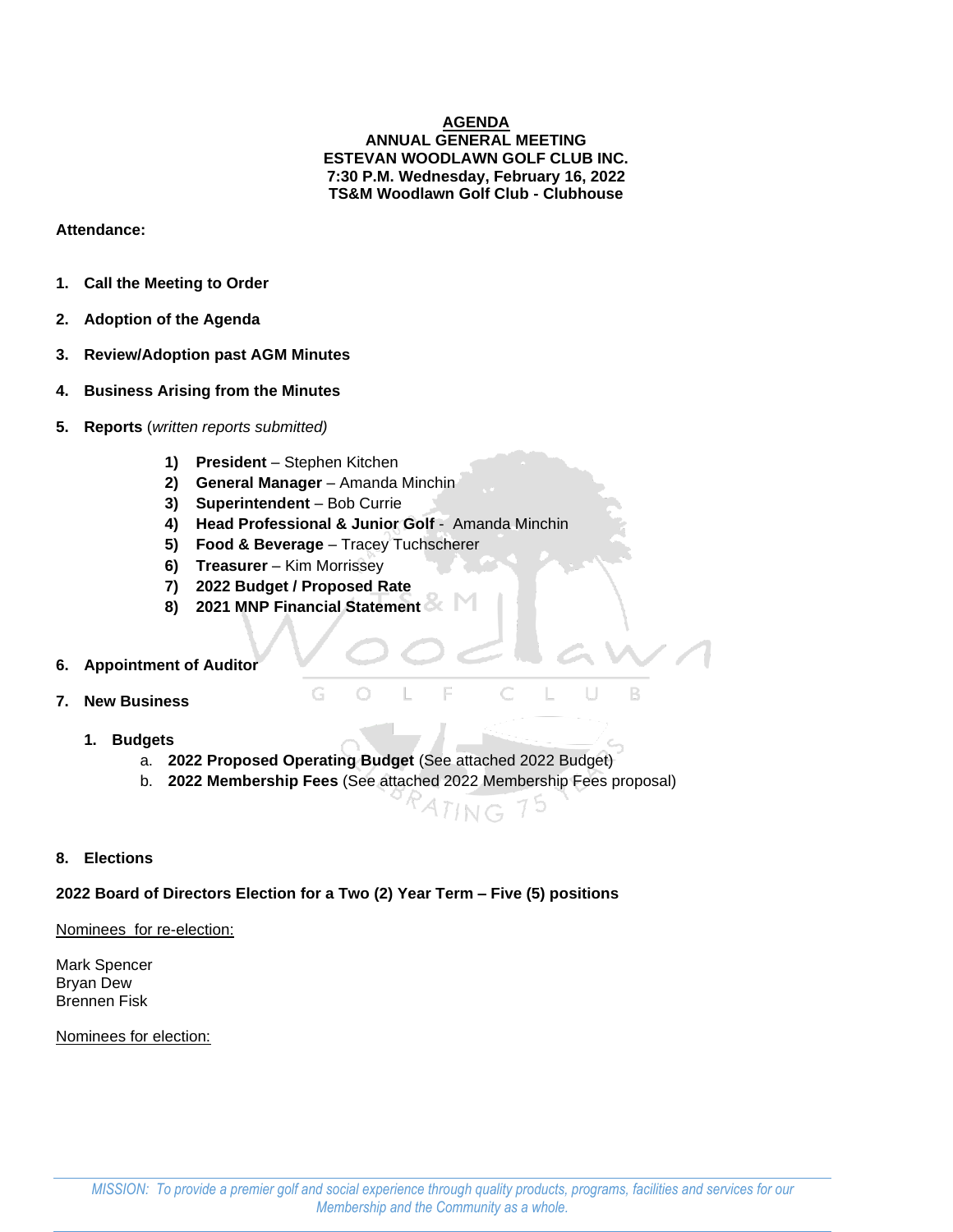# AGENDA

**ANNUAL GENERAL MEETING**
**ESTEVAN WOODLAWN GOLF CLUB INC.**
**7:30 P.M. Wednesday, February 16, 2022**
**TS&M Woodlawn Golf Club - Clubhouse**

**Attendance:**

1. **Call the Meeting to Order**

2. **Adoption of the Agenda**

3. **Review/Adoption past AGM Minutes**

4. **Business Arising from the Minutes**

5. **Reports** (*written reports submitted)*

   1) **President** – Stephen Kitchen
   2) **General Manager** – Amanda Minchin
   3) **Superintendent** – Bob Currie
   4) **Head Professional & Junior Golf** - Amanda Minchin
   5) **Food & Beverage** – Tracey Tuchscherer
   6) **Treasurer** – Kim Morrissey
   7) **2022 Budget / Proposed Rate**
   8) **2021 MNP Financial Statement**

6. **Appointment of Auditor**

7. **New Business**

   1. **Budgets**
      a. **2022 Proposed Operating Budget** (See attached 2022 Budget)
      b. **2022 Membership Fees** (See attached 2022 Membership Fees proposal)

8. **Elections**

**2022 Board of Directors Election for a Two (2) Year Term – Five (5) positions**

Nominees for re-election:

Mark Spencer
Bryan Dew
Brennen Fisk

Nominees for election:

*MISSION: To provide a premier golf and social experience through quality products, programs, facilities and services for our Membership and the Community as a whole.*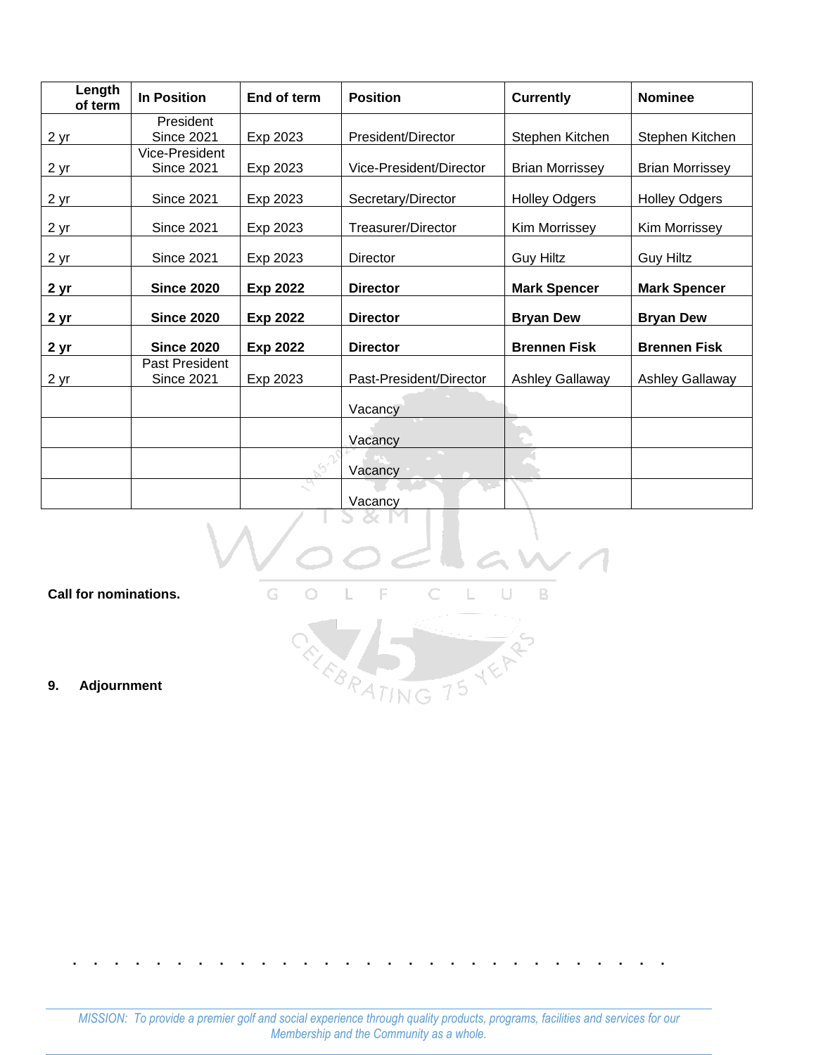| Length of term | In Position | End of term | Position | Currently | Nominee |
|---|---|---|---|---|---|
| 2 yr | President Since 2021 | Exp 2023 | President/Director | Stephen Kitchen | Stephen Kitchen |
| 2 yr | Vice-President Since 2021 | Exp 2023 | Vice-President/Director | Brian Morrissey | Brian Morrissey |
| 2 yr | Since 2021 | Exp 2023 | Secretary/Director | Holley Odgers | Holley Odgers |
| 2 yr | Since 2021 | Exp 2023 | Treasurer/Director | Kim Morrissey | Kim Morrissey |
| 2 yr | Since 2021 | Exp 2023 | Director | Guy Hiltz | Guy Hiltz |
| **2 yr** | **Since 2020** | **Exp 2022** | **Director** | **Mark Spencer** | **Mark Spencer** |
| **2 yr** | **Since 2020** | **Exp 2022** | **Director** | **Bryan Dew** | **Bryan Dew** |
| **2 yr** | **Since 2020** | **Exp 2022** | **Director** | **Brennen Fisk** | **Brennen Fisk** |
| 2 yr | Past President Since 2021 | Exp 2023 | Past-President/Director | Ashley Gallaway | Ashley Gallaway |
| | | | Vacancy | | |
| | | | Vacancy | | |
| | | | Vacancy | | |
| | | | Vacancy | | |

**Call for nominations.**

**9. Adjournment**

*MISSION: To provide a premier golf and social experience through quality products, programs, facilities and services for our Membership and the Community as a whole.*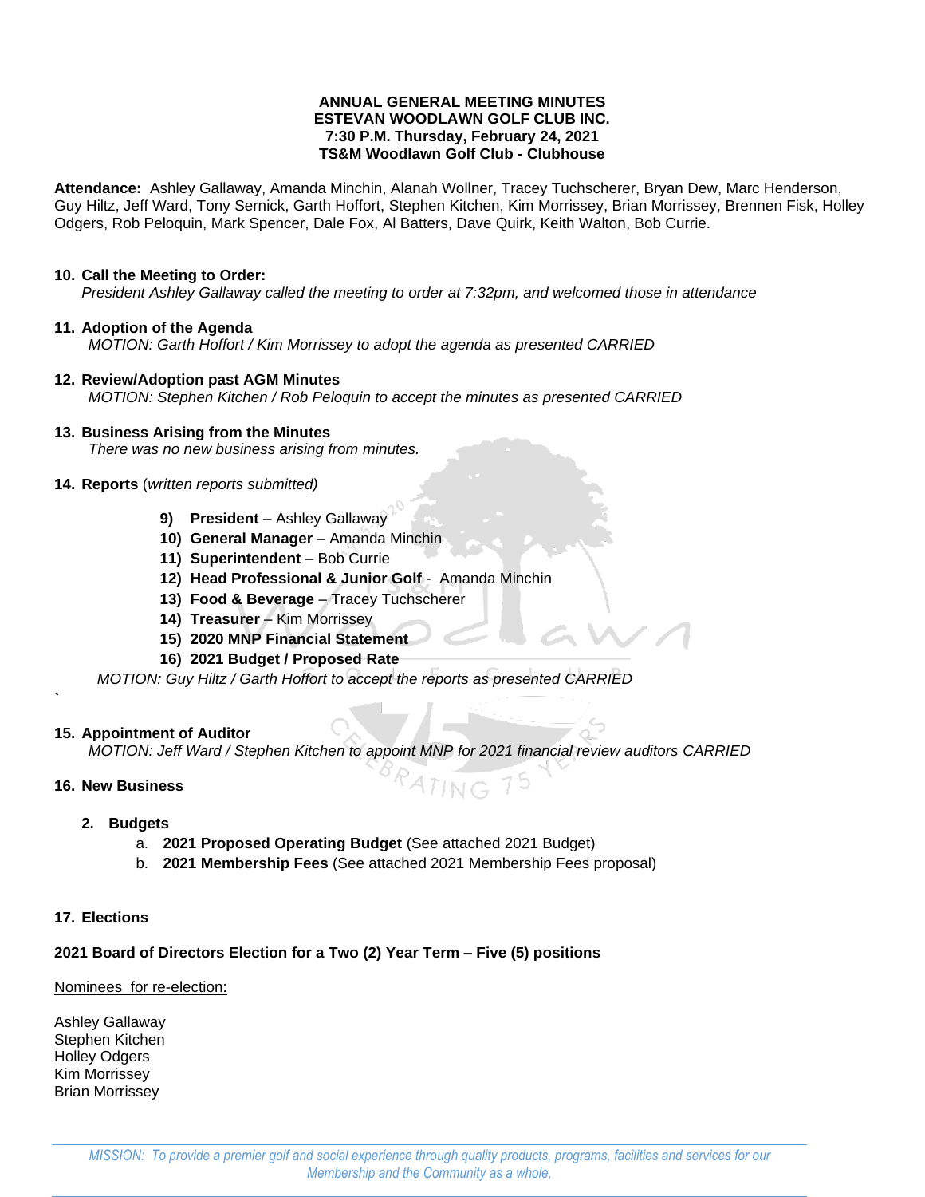**ANNUAL GENERAL MEETING MINUTES**
**ESTEVAN WOODLAWN GOLF CLUB INC.**
**7:30 P.M. Thursday, February 24, 2021**
**TS&M Woodlawn Golf Club - Clubhouse**

**Attendance:** Ashley Gallaway, Amanda Minchin, Alanah Wollner, Tracey Tuchscherer, Bryan Dew, Marc Henderson, Guy Hiltz, Jeff Ward, Tony Sernick, Garth Hoffort, Stephen Kitchen, Kim Morrissey, Brian Morrissey, Brennen Fisk, Holley Odgers, Rob Peloquin, Mark Spencer, Dale Fox, Al Batters, Dave Quirk, Keith Walton, Bob Currie.

**10. Call the Meeting to Order:**
*President Ashley Gallaway called the meeting to order at 7:32pm, and welcomed those in attendance*

**11. Adoption of the Agenda**
*MOTION: Garth Hoffort / Kim Morrissey to adopt the agenda as presented CARRIED*

**12. Review/Adoption past AGM Minutes**
*MOTION: Stephen Kitchen / Rob Peloquin to accept the minutes as presented CARRIED*

**13. Business Arising from the Minutes**
*There was no new business arising from minutes.*

**14. Reports** (*written reports submitted)*

9) **President** – Ashley Gallaway
10) **General Manager** – Amanda Minchin
11) **Superintendent** – Bob Currie
12) **Head Professional & Junior Golf** - Amanda Minchin
13) **Food & Beverage** – Tracey Tuchscherer
14) **Treasurer** – Kim Morrissey
15) **2020 MNP Financial Statement**
16) **2021 Budget / Proposed Rate**

*MOTION: Guy Hiltz / Garth Hoffort to accept the reports as presented CARRIED*

`

**15. Appointment of Auditor**
*MOTION: Jeff Ward / Stephen Kitchen to appoint MNP for 2021 financial review auditors CARRIED*

**16. New Business**

**2. Budgets**
a. **2021 Proposed Operating Budget** (See attached 2021 Budget)
b. **2021 Membership Fees** (See attached 2021 Membership Fees proposal)

**17. Elections**

**2021 Board of Directors Election for a Two (2) Year Term – Five (5) positions**

Nominees for re-election:

Ashley Gallaway
Stephen Kitchen
Holley Odgers
Kim Morrissey
Brian Morrissey

*MISSION: To provide a premier golf and social experience through quality products, programs, facilities and services for our Membership and the Community as a whole.*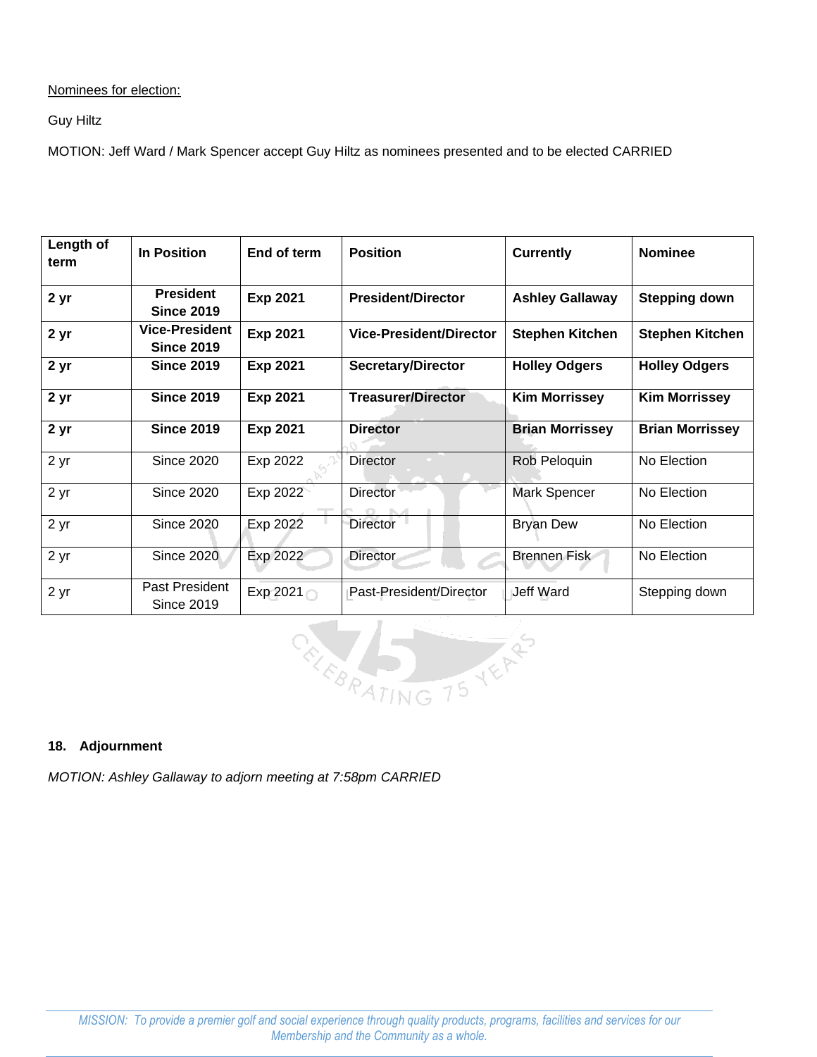Nominees for election:

Guy Hiltz

MOTION: Jeff Ward / Mark Spencer accept Guy Hiltz as nominees presented and to be elected CARRIED

| Length of term | In Position | End of term | Position | Currently | Nominee |
|---|---|---|---|---|---|
| **2 yr** | **President Since 2019** | **Exp 2021** | **President/Director** | **Ashley Gallaway** | **Stepping down** |
| **2 yr** | **Vice-President Since 2019** | **Exp 2021** | **Vice-President/Director** | **Stephen Kitchen** | **Stephen Kitchen** |
| **2 yr** | **Since 2019** | **Exp 2021** | **Secretary/Director** | **Holley Odgers** | **Holley Odgers** |
| **2 yr** | **Since 2019** | **Exp 2021** | **Treasurer/Director** | **Kim Morrissey** | **Kim Morrissey** |
| **2 yr** | **Since 2019** | **Exp 2021** | **Director** | **Brian Morrissey** | **Brian Morrissey** |
| 2 yr | Since 2020 | Exp 2022 | Director | Rob Peloquin | No Election |
| 2 yr | Since 2020 | Exp 2022 | Director | Mark Spencer | No Election |
| 2 yr | Since 2020 | Exp 2022 | Director | Bryan Dew | No Election |
| 2 yr | Since 2020 | Exp 2022 | Director | Brennen Fisk | No Election |
| 2 yr | Past President Since 2019 | Exp 2021 | Past-President/Director | Jeff Ward | Stepping down |

**18. Adjournment**

*MOTION: Ashley Gallaway to adjorn meeting at 7:58pm CARRIED*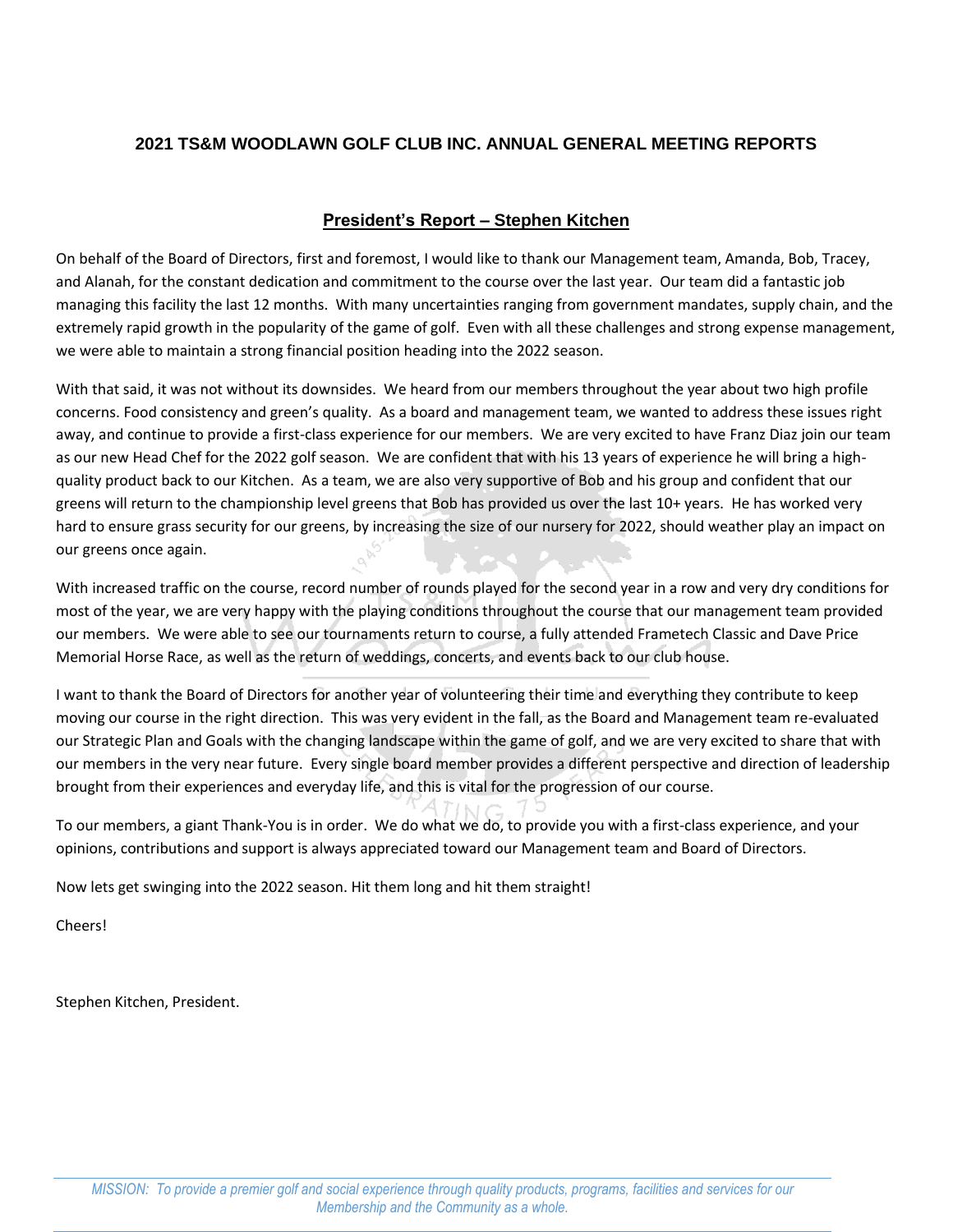# 2021 TS&M WOODLAWN GOLF CLUB INC. ANNUAL GENERAL MEETING REPORTS

## President's Report – Stephen Kitchen

On behalf of the Board of Directors, first and foremost, I would like to thank our Management team, Amanda, Bob, Tracey, and Alanah, for the constant dedication and commitment to the course over the last year. Our team did a fantastic job managing this facility the last 12 months. With many uncertainties ranging from government mandates, supply chain, and the extremely rapid growth in the popularity of the game of golf. Even with all these challenges and strong expense management, we were able to maintain a strong financial position heading into the 2022 season.

With that said, it was not without its downsides. We heard from our members throughout the year about two high profile concerns. Food consistency and green's quality. As a board and management team, we wanted to address these issues right away, and continue to provide a first-class experience for our members. We are very excited to have Franz Diaz join our team as our new Head Chef for the 2022 golf season. We are confident that with his 13 years of experience he will bring a high-quality product back to our Kitchen. As a team, we are also very supportive of Bob and his group and confident that our greens will return to the championship level greens that Bob has provided us over the last 10+ years. He has worked very hard to ensure grass security for our greens, by increasing the size of our nursery for 2022, should weather play an impact on our greens once again.

With increased traffic on the course, record number of rounds played for the second year in a row and very dry conditions for most of the year, we are very happy with the playing conditions throughout the course that our management team provided our members. We were able to see our tournaments return to course, a fully attended Frametech Classic and Dave Price Memorial Horse Race, as well as the return of weddings, concerts, and events back to our club house.

I want to thank the Board of Directors for another year of volunteering their time and everything they contribute to keep moving our course in the right direction. This was very evident in the fall, as the Board and Management team re-evaluated our Strategic Plan and Goals with the changing landscape within the game of golf, and we are very excited to share that with our members in the very near future. Every single board member provides a different perspective and direction of leadership brought from their experiences and everyday life, and this is vital for the progression of our course.

To our members, a giant Thank-You is in order. We do what we do, to provide you with a first-class experience, and your opinions, contributions and support is always appreciated toward our Management team and Board of Directors.

Now lets get swinging into the 2022 season. Hit them long and hit them straight!

Cheers!

Stephen Kitchen, President.

*MISSION: To provide a premier golf and social experience through quality products, programs, facilities and services for our Membership and the Community as a whole.*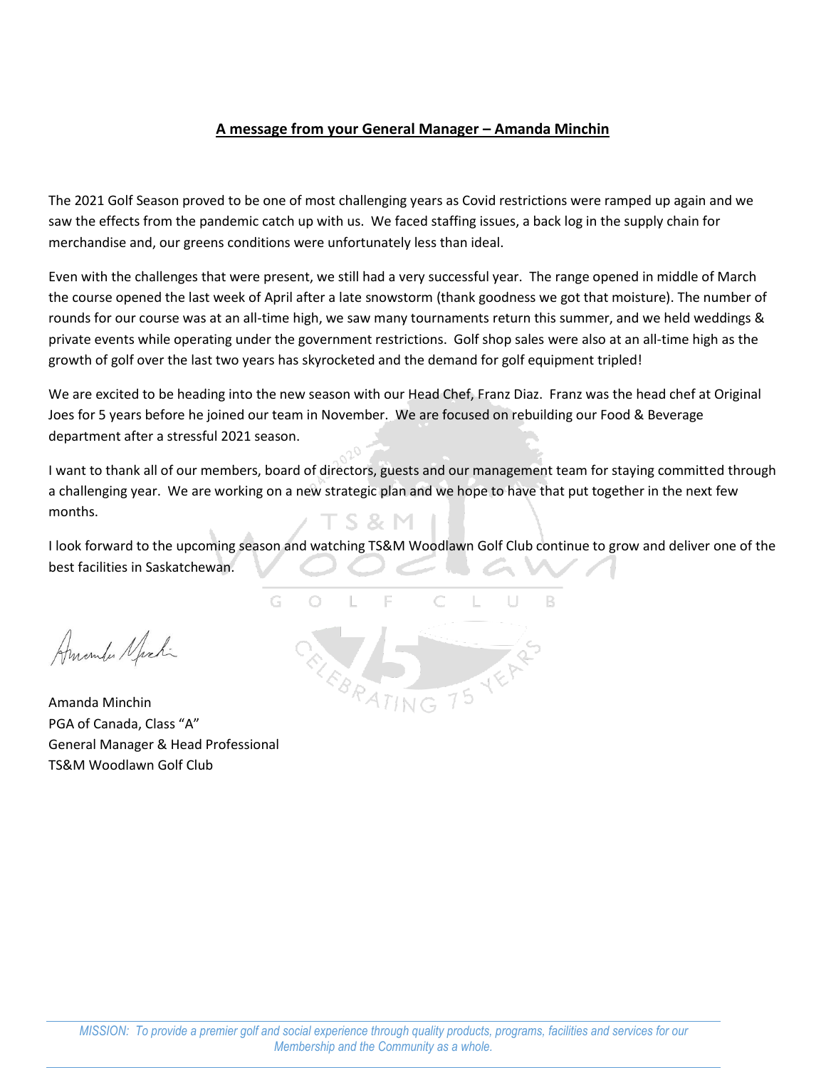## A message from your General Manager – Amanda Minchin

The 2021 Golf Season proved to be one of most challenging years as Covid restrictions were ramped up again and we saw the effects from the pandemic catch up with us. We faced staffing issues, a back log in the supply chain for merchandise and, our greens conditions were unfortunately less than ideal.

Even with the challenges that were present, we still had a very successful year. The range opened in middle of March the course opened the last week of April after a late snowstorm (thank goodness we got that moisture). The number of rounds for our course was at an all-time high, we saw many tournaments return this summer, and we held weddings & private events while operating under the government restrictions. Golf shop sales were also at an all-time high as the growth of golf over the last two years has skyrocketed and the demand for golf equipment tripled!

We are excited to be heading into the new season with our Head Chef, Franz Diaz. Franz was the head chef at Original Joes for 5 years before he joined our team in November. We are focused on rebuilding our Food & Beverage department after a stressful 2021 season.

I want to thank all of our members, board of directors, guests and our management team for staying committed through a challenging year. We are working on a new strategic plan and we hope to have that put together in the next few months.

I look forward to the upcoming season and watching TS&M Woodlawn Golf Club continue to grow and deliver one of the best facilities in Saskatchewan.

Amanda Minchin
PGA of Canada, Class "A"
General Manager & Head Professional
TS&M Woodlawn Golf Club

*MISSION: To provide a premier golf and social experience through quality products, programs, facilities and services for our Membership and the Community as a whole.*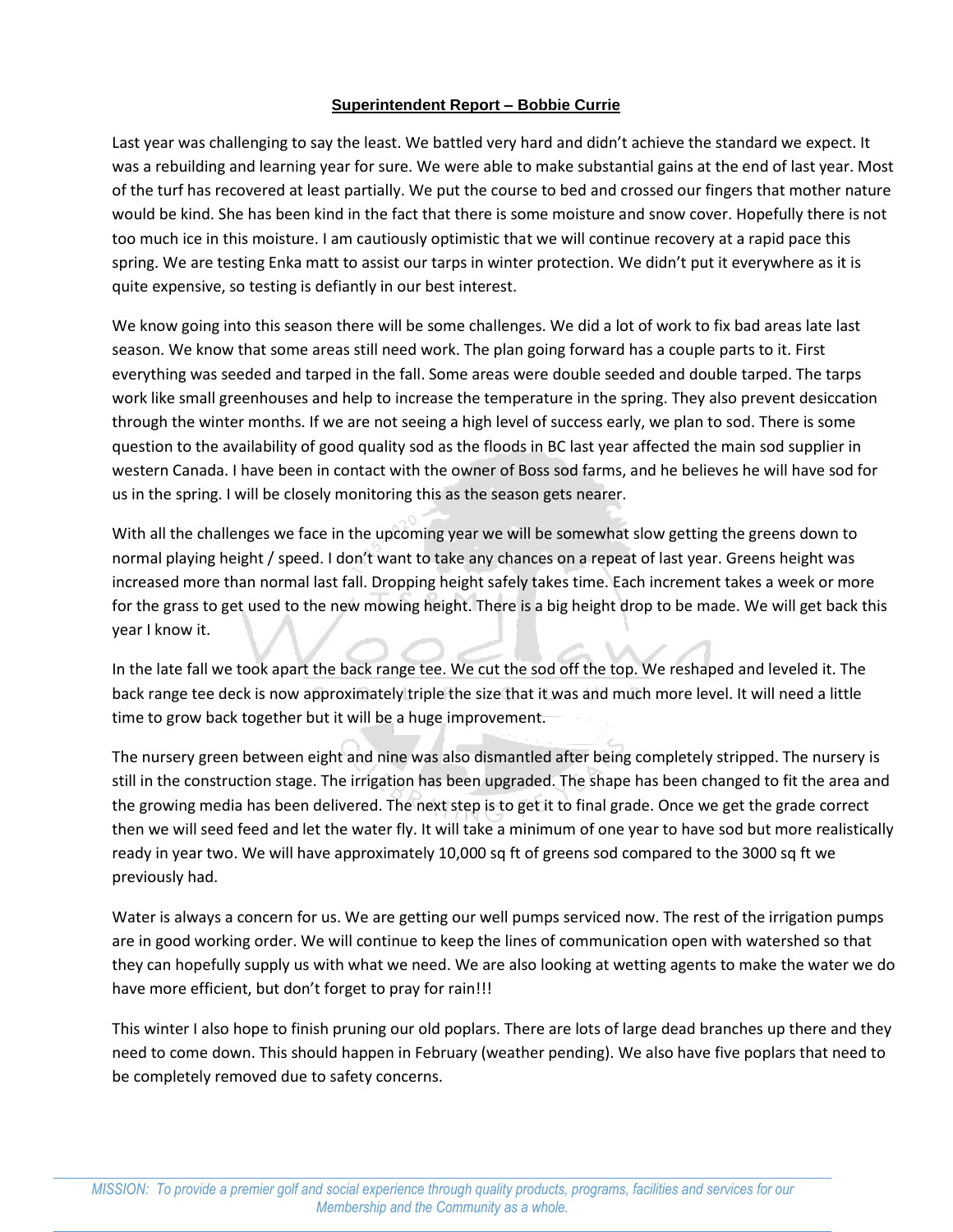**Superintendent Report – Bobbie Currie**

Last year was challenging to say the least. We battled very hard and didn't achieve the standard we expect. It was a rebuilding and learning year for sure. We were able to make substantial gains at the end of last year. Most of the turf has recovered at least partially. We put the course to bed and crossed our fingers that mother nature would be kind. She has been kind in the fact that there is some moisture and snow cover. Hopefully there is not too much ice in this moisture. I am cautiously optimistic that we will continue recovery at a rapid pace this spring. We are testing Enka matt to assist our tarps in winter protection. We didn't put it everywhere as it is quite expensive, so testing is defiantly in our best interest.

We know going into this season there will be some challenges. We did a lot of work to fix bad areas late last season. We know that some areas still need work. The plan going forward has a couple parts to it. First everything was seeded and tarped in the fall. Some areas were double seeded and double tarped. The tarps work like small greenhouses and help to increase the temperature in the spring. They also prevent desiccation through the winter months. If we are not seeing a high level of success early, we plan to sod. There is some question to the availability of good quality sod as the floods in BC last year affected the main sod supplier in western Canada. I have been in contact with the owner of Boss sod farms, and he believes he will have sod for us in the spring. I will be closely monitoring this as the season gets nearer.

With all the challenges we face in the upcoming year we will be somewhat slow getting the greens down to normal playing height / speed. I don't want to take any chances on a repeat of last year. Greens height was increased more than normal last fall. Dropping height safely takes time. Each increment takes a week or more for the grass to get used to the new mowing height. There is a big height drop to be made. We will get back this year I know it.

In the late fall we took apart the back range tee. We cut the sod off the top. We reshaped and leveled it. The back range tee deck is now approximately triple the size that it was and much more level. It will need a little time to grow back together but it will be a huge improvement.

The nursery green between eight and nine was also dismantled after being completely stripped. The nursery is still in the construction stage. The irrigation has been upgraded. The shape has been changed to fit the area and the growing media has been delivered. The next step is to get it to final grade. Once we get the grade correct then we will seed feed and let the water fly. It will take a minimum of one year to have sod but more realistically ready in year two. We will have approximately 10,000 sq ft of greens sod compared to the 3000 sq ft we previously had.

Water is always a concern for us. We are getting our well pumps serviced now. The rest of the irrigation pumps are in good working order. We will continue to keep the lines of communication open with watershed so that they can hopefully supply us with what we need. We are also looking at wetting agents to make the water we do have more efficient, but don't forget to pray for rain!!!

This winter I also hope to finish pruning our old poplars. There are lots of large dead branches up there and they need to come down. This should happen in February (weather pending). We also have five poplars that need to be completely removed due to safety concerns.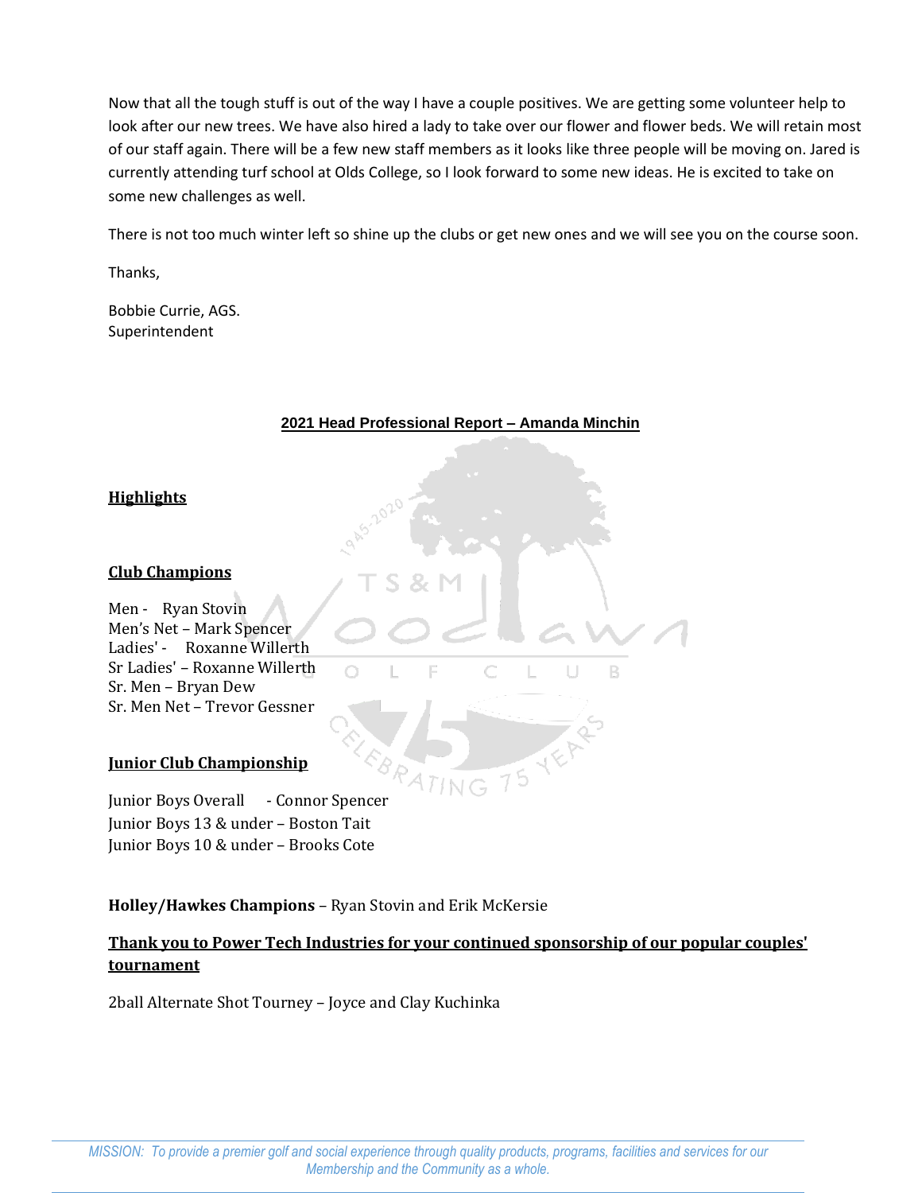Now that all the tough stuff is out of the way I have a couple positives. We are getting some volunteer help to look after our new trees. We have also hired a lady to take over our flower and flower beds. We will retain most of our staff again. There will be a few new staff members as it looks like three people will be moving on. Jared is currently attending turf school at Olds College, so I look forward to some new ideas. He is excited to take on some new challenges as well.

There is not too much winter left so shine up the clubs or get new ones and we will see you on the course soon.

Thanks,

Bobbie Currie, AGS.
Superintendent

## 2021 Head Professional Report – Amanda Minchin

### Highlights

### Club Champions

Men - Ryan Stovin
Men's Net – Mark Spencer
Ladies' - Roxanne Willerth
Sr Ladies' – Roxanne Willerth
Sr. Men – Bryan Dew
Sr. Men Net – Trevor Gessner

### Junior Club Championship

Junior Boys Overall - Connor Spencer
Junior Boys 13 & under – Boston Tait
Junior Boys 10 & under – Brooks Cote

**Holley/Hawkes Champions** – Ryan Stovin and Erik McKersie

**Thank you to Power Tech Industries for your continued sponsorship of our popular couples' tournament**

2ball Alternate Shot Tourney – Joyce and Clay Kuchinka

*MISSION: To provide a premier golf and social experience through quality products, programs, facilities and services for our Membership and the Community as a whole.*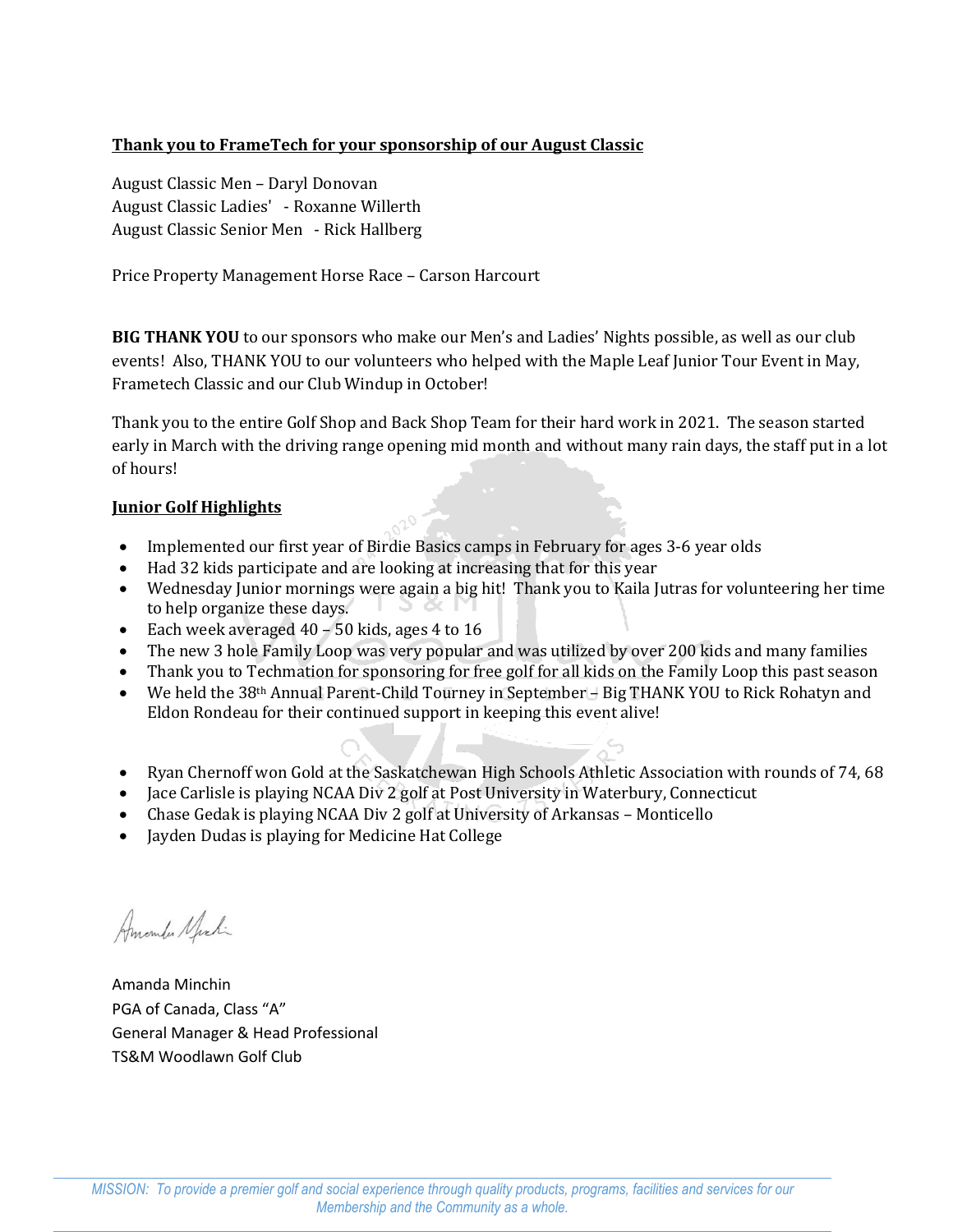**Thank you to FrameTech for your sponsorship of our August Classic**

August Classic Men – Daryl Donovan
August Classic Ladies' - Roxanne Willerth
August Classic Senior Men - Rick Hallberg

Price Property Management Horse Race – Carson Harcourt

**BIG THANK YOU** to our sponsors who make our Men's and Ladies' Nights possible, as well as our club events! Also, THANK YOU to our volunteers who helped with the Maple Leaf Junior Tour Event in May, Frametech Classic and our Club Windup in October!

Thank you to the entire Golf Shop and Back Shop Team for their hard work in 2021. The season started early in March with the driving range opening mid month and without many rain days, the staff put in a lot of hours!

**Junior Golf Highlights**

- Implemented our first year of Birdie Basics camps in February for ages 3-6 year olds
- Had 32 kids participate and are looking at increasing that for this year
- Wednesday Junior mornings were again a big hit! Thank you to Kaila Jutras for volunteering her time to help organize these days.
- Each week averaged 40 – 50 kids, ages 4 to 16
- The new 3 hole Family Loop was very popular and was utilized by over 200 kids and many families
- Thank you to Techmation for sponsoring for free golf for all kids on the Family Loop this past season
- We held the 38th Annual Parent-Child Tourney in September – Big THANK YOU to Rick Rohatyn and Eldon Rondeau for their continued support in keeping this event alive!

- Ryan Chernoff won Gold at the Saskatchewan High Schools Athletic Association with rounds of 74, 68
- Jace Carlisle is playing NCAA Div 2 golf at Post University in Waterbury, Connecticut
- Chase Gedak is playing NCAA Div 2 golf at University of Arkansas – Monticello
- Jayden Dudas is playing for Medicine Hat College

Amanda Minchin
PGA of Canada, Class "A"
General Manager & Head Professional
TS&M Woodlawn Golf Club

*MISSION: To provide a premier golf and social experience through quality products, programs, facilities and services for our Membership and the Community as a whole.*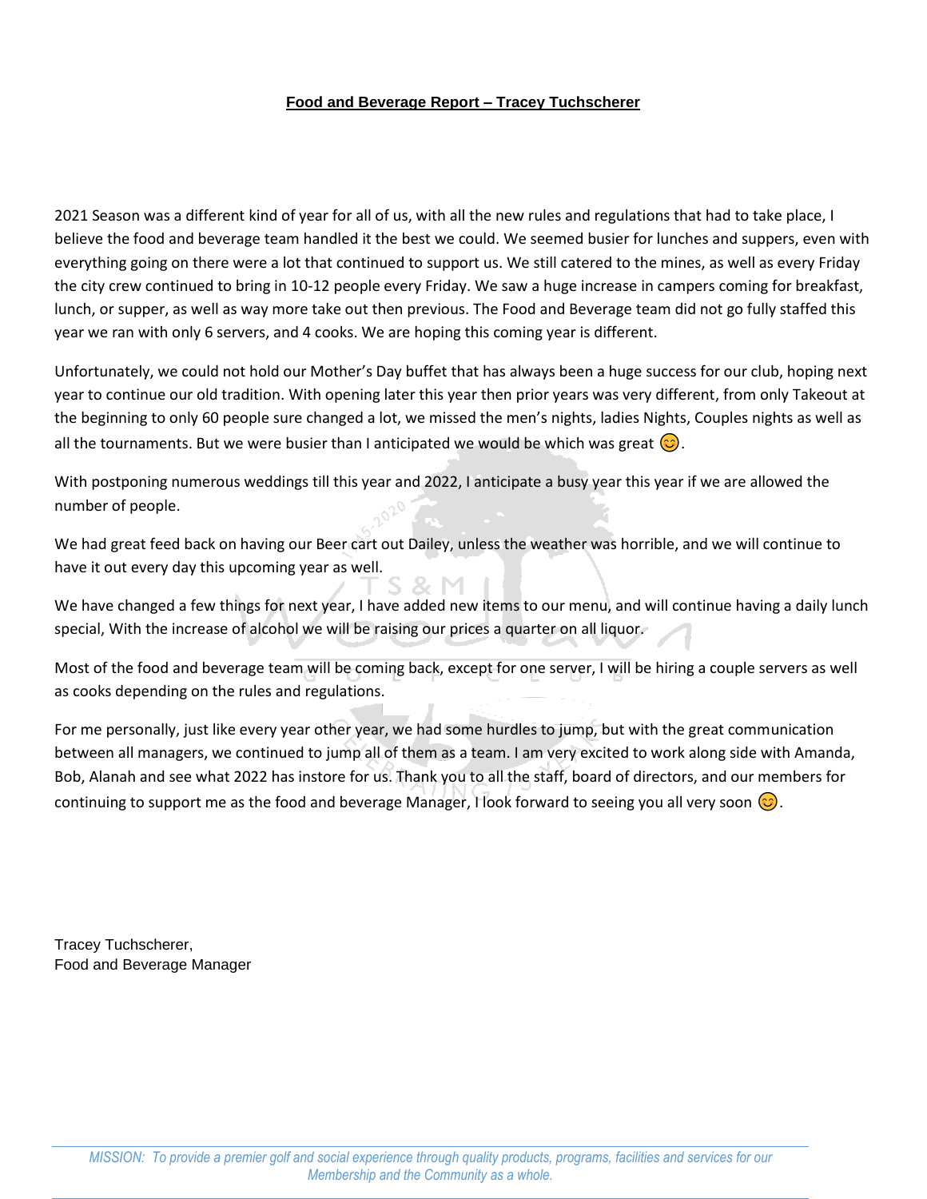**Food and Beverage Report – Tracey Tuchscherer**

2021 Season was a different kind of year for all of us, with all the new rules and regulations that had to take place, I believe the food and beverage team handled it the best we could. We seemed busier for lunches and suppers, even with everything going on there were a lot that continued to support us. We still catered to the mines, as well as every Friday the city crew continued to bring in 10-12 people every Friday. We saw a huge increase in campers coming for breakfast, lunch, or supper, as well as way more take out then previous. The Food and Beverage team did not go fully staffed this year we ran with only 6 servers, and 4 cooks. We are hoping this coming year is different.

Unfortunately, we could not hold our Mother's Day buffet that has always been a huge success for our club, hoping next year to continue our old tradition. With opening later this year then prior years was very different, from only Takeout at the beginning to only 60 people sure changed a lot, we missed the men's nights, ladies Nights, Couples nights as well as all the tournaments. But we were busier than I anticipated we would be which was great 😊.

With postponing numerous weddings till this year and 2022, I anticipate a busy year this year if we are allowed the number of people.

We had great feed back on having our Beer cart out Dailey, unless the weather was horrible, and we will continue to have it out every day this upcoming year as well.

We have changed a few things for next year, I have added new items to our menu, and will continue having a daily lunch special, With the increase of alcohol we will be raising our prices a quarter on all liquor.

Most of the food and beverage team will be coming back, except for one server, I will be hiring a couple servers as well as cooks depending on the rules and regulations.

For me personally, just like every year other year, we had some hurdles to jump, but with the great communication between all managers, we continued to jump all of them as a team. I am very excited to work along side with Amanda, Bob, Alanah and see what 2022 has instore for us. Thank you to all the staff, board of directors, and our members for continuing to support me as the food and beverage Manager, I look forward to seeing you all very soon 😊.

Tracey Tuchscherer,
Food and Beverage Manager

*MISSION: To provide a premier golf and social experience through quality products, programs, facilities and services for our Membership and the Community as a whole.*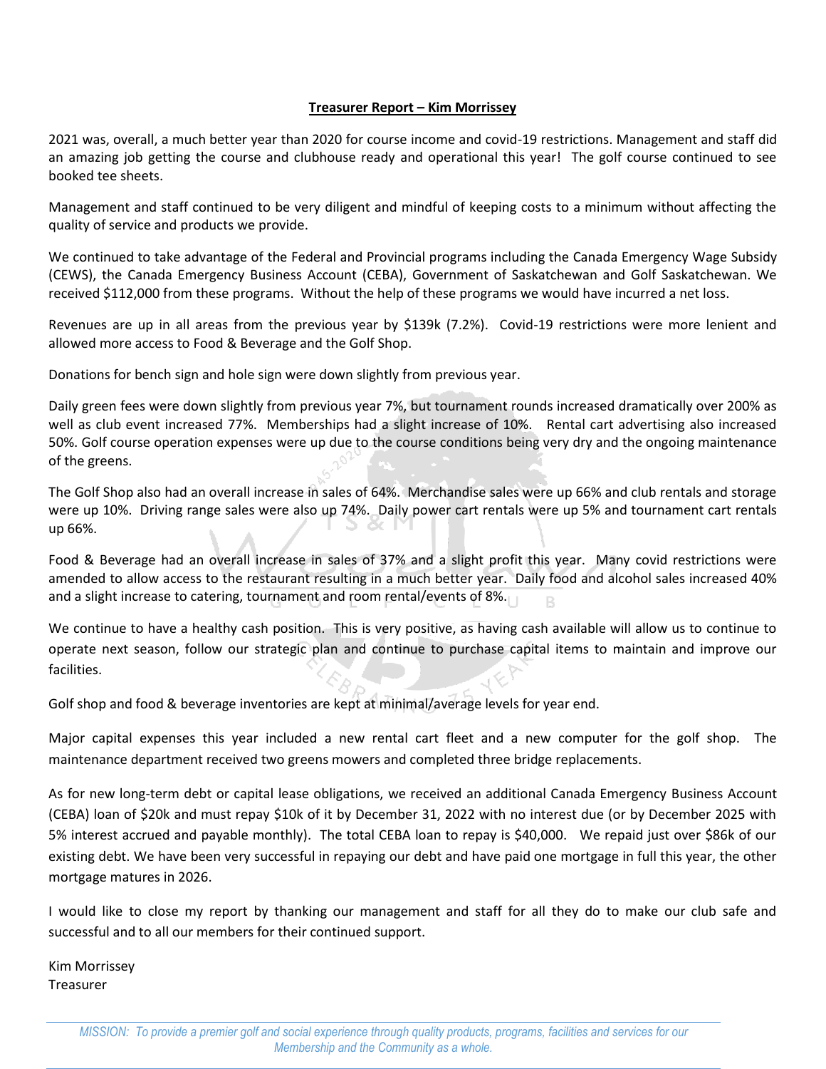**Treasurer Report – Kim Morrissey**

2021 was, overall, a much better year than 2020 for course income and covid-19 restrictions. Management and staff did an amazing job getting the course and clubhouse ready and operational this year! The golf course continued to see booked tee sheets.

Management and staff continued to be very diligent and mindful of keeping costs to a minimum without affecting the quality of service and products we provide.

We continued to take advantage of the Federal and Provincial programs including the Canada Emergency Wage Subsidy (CEWS), the Canada Emergency Business Account (CEBA), Government of Saskatchewan and Golf Saskatchewan. We received $112,000 from these programs. Without the help of these programs we would have incurred a net loss.

Revenues are up in all areas from the previous year by $139k (7.2%). Covid-19 restrictions were more lenient and allowed more access to Food & Beverage and the Golf Shop.

Donations for bench sign and hole sign were down slightly from previous year.

Daily green fees were down slightly from previous year 7%, but tournament rounds increased dramatically over 200% as well as club event increased 77%. Memberships had a slight increase of 10%. Rental cart advertising also increased 50%. Golf course operation expenses were up due to the course conditions being very dry and the ongoing maintenance of the greens.

The Golf Shop also had an overall increase in sales of 64%. Merchandise sales were up 66% and club rentals and storage were up 10%. Driving range sales were also up 74%. Daily power cart rentals were up 5% and tournament cart rentals up 66%.

Food & Beverage had an overall increase in sales of 37% and a slight profit this year. Many covid restrictions were amended to allow access to the restaurant resulting in a much better year. Daily food and alcohol sales increased 40% and a slight increase to catering, tournament and room rental/events of 8%.

We continue to have a healthy cash position. This is very positive, as having cash available will allow us to continue to operate next season, follow our strategic plan and continue to purchase capital items to maintain and improve our facilities.

Golf shop and food & beverage inventories are kept at minimal/average levels for year end.

Major capital expenses this year included a new rental cart fleet and a new computer for the golf shop. The maintenance department received two greens mowers and completed three bridge replacements.

As for new long-term debt or capital lease obligations, we received an additional Canada Emergency Business Account (CEBA) loan of $20k and must repay $10k of it by December 31, 2022 with no interest due (or by December 2025 with 5% interest accrued and payable monthly). The total CEBA loan to repay is $40,000. We repaid just over $86k of our existing debt. We have been very successful in repaying our debt and have paid one mortgage in full this year, the other mortgage matures in 2026.

I would like to close my report by thanking our management and staff for all they do to make our club safe and successful and to all our members for their continued support.

Kim Morrissey
Treasurer

*MISSION: To provide a premier golf and social experience through quality products, programs, facilities and services for our Membership and the Community as a whole.*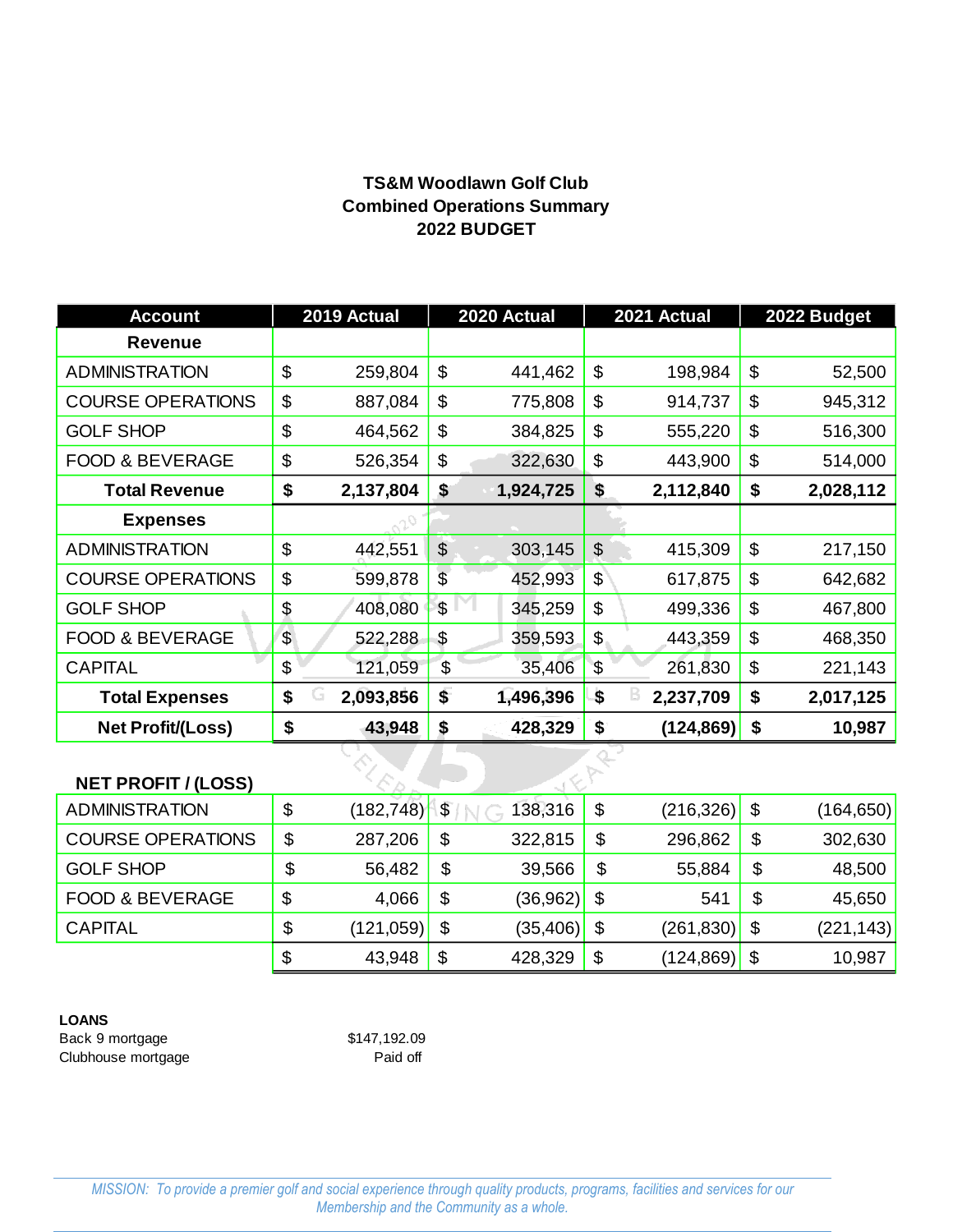**TS&M Woodlawn Golf Club**
**Combined Operations Summary**
**2022 BUDGET**

| Account | 2019 Actual | 2020 Actual | 2021 Actual | 2022 Budget |
|---|---|---|---|---|
| **Revenue** | | | | |
| ADMINISTRATION | $ 259,804 | $ 441,462 | $ 198,984 | $ 52,500 |
| COURSE OPERATIONS | $ 887,084 | $ 775,808 | $ 914,737 | $ 945,312 |
| GOLF SHOP | $ 464,562 | $ 384,825 | $ 555,220 | $ 516,300 |
| FOOD & BEVERAGE | $ 526,354 | $ 322,630 | $ 443,900 | $ 514,000 |
| **Total Revenue** | **$ 2,137,804** | **$ 1,924,725** | **$ 2,112,840** | **$ 2,028,112** |
| **Expenses** | | | | |
| ADMINISTRATION | $ 442,551 | $ 303,145 | $ 415,309 | $ 217,150 |
| COURSE OPERATIONS | $ 599,878 | $ 452,993 | $ 617,875 | $ 642,682 |
| GOLF SHOP | $ 408,080 | $ 345,259 | $ 499,336 | $ 467,800 |
| FOOD & BEVERAGE | $ 522,288 | $ 359,593 | $ 443,359 | $ 468,350 |
| CAPITAL | $ 121,059 | $ 35,406 | $ 261,830 | $ 221,143 |
| **Total Expenses** | **$ 2,093,856** | **$ 1,496,396** | **$ 2,237,709** | **$ 2,017,125** |
| **Net Profit/(Loss)** | **$ 43,948** | **$ 428,329** | **$ (124,869)** | **$ 10,987** |

**NET PROFIT / (LOSS)**

| | 2019 Actual | 2020 Actual | 2021 Actual | 2022 Budget |
|---|---|---|---|---|
| ADMINISTRATION | $ (182,748) | $ 138,316 | $ (216,326) | $ (164,650) |
| COURSE OPERATIONS | $ 287,206 | $ 322,815 | $ 296,862 | $ 302,630 |
| GOLF SHOP | $ 56,482 | $ 39,566 | $ 55,884 | $ 48,500 |
| FOOD & BEVERAGE | $ 4,066 | $ (36,962) | $ 541 | $ 45,650 |
| CAPITAL | $ (121,059) | $ (35,406) | $ (261,830) | $ (221,143) |
| | $ 43,948 | $ 428,329 | $ (124,869) | $ 10,987 |

**LOANS**

| | |
|---|---|
| Back 9 mortgage | $147,192.09 |
| Clubhouse mortgage | Paid off |

*MISSION: To provide a premier golf and social experience through quality products, programs, facilities and services for our Membership and the Community as a whole.*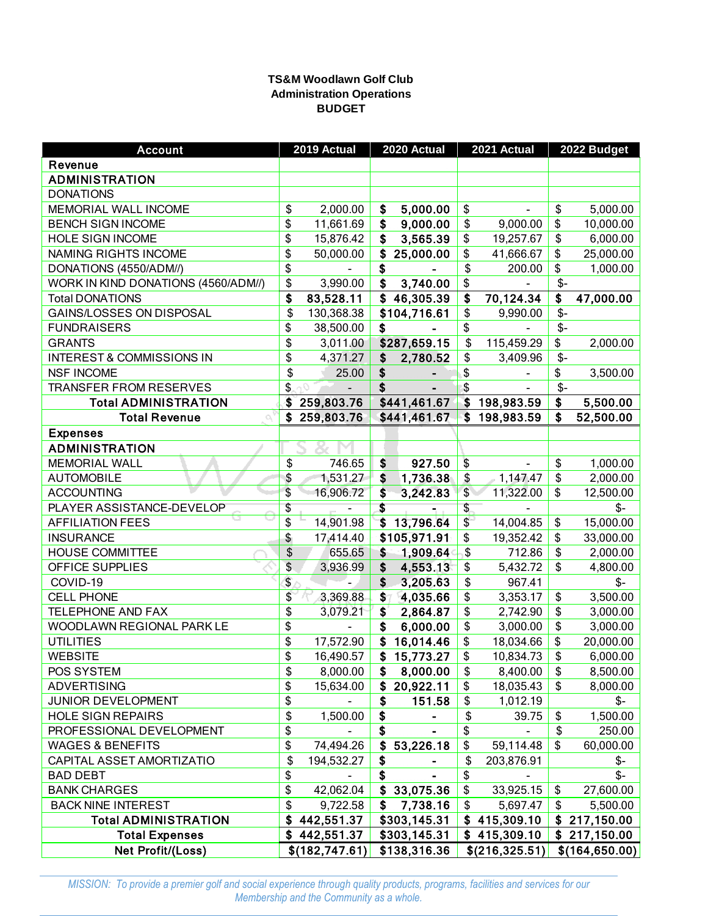**TS&M Woodlawn Golf Club**
**Administration Operations**
**BUDGET**

| Account | 2019 Actual | 2020 Actual | 2021 Actual | 2022 Budget |
|---|---|---|---|---|
| **Revenue** | | | | |
| **ADMINISTRATION** | | | | |
| DONATIONS | | | | |
| MEMORIAL WALL INCOME | $ 2,000.00 | **$ 5,000.00** | $ - | $ 5,000.00 |
| BENCH SIGN INCOME | $ 11,661.69 | **$ 9,000.00** | $ 9,000.00 | $ 10,000.00 |
| HOLE SIGN INCOME | $ 15,876.42 | **$ 3,565.39** | $ 19,257.67 | $ 6,000.00 |
| NAMING RIGHTS INCOME | $ 50,000.00 | **$ 25,000.00** | $ 41,666.67 | $ 25,000.00 |
| DONATIONS (4550/ADM//) | $ - | **$ -** | $ 200.00 | $ 1,000.00 |
| WORK IN KIND DONATIONS (4560/ADM//) | $ 3,990.00 | **$ 3,740.00** | $ - | $- |
| Total DONATIONS | **$ 83,528.11** | **$ 46,305.39** | **$ 70,124.34** | **$ 47,000.00** |
| GAINS/LOSSES ON DISPOSAL | $ 130,368.38 | **$104,716.61** | $ 9,990.00 | $- |
| FUNDRAISERS | $ 38,500.00 | **$ -** | $ - | $- |
| GRANTS | $ 3,011.00 | **$287,659.15** | $ 115,459.29 | $ 2,000.00 |
| INTEREST & COMMISSIONS IN | $ 4,371.27 | **$ 2,780.52** | $ 3,409.96 | $- |
| NSF INCOME | $ 25.00 | **$ -** | $ - | $ 3,500.00 |
| TRANSFER FROM RESERVES | $ - | **$ -** | $ - | $- |
| **Total ADMINISTRATION** | **$ 259,803.76** | **$441,461.67** | **$ 198,983.59** | **$ 5,500.00** |
| **Total Revenue** | **$ 259,803.76** | **$441,461.67** | **$ 198,983.59** | **$ 52,500.00** |
| **Expenses** | | | | |
| **ADMINISTRATION** | | | | |
| MEMORIAL WALL | $ 746.65 | **$ 927.50** | $ - | $ 1,000.00 |
| AUTOMOBILE | $ 1,531.27 | **$ 1,736.38** | $ 1,147.47 | $ 2,000.00 |
| ACCOUNTING | $ 16,906.72 | **$ 3,242.83** | $ 11,322.00 | $ 12,500.00 |
| PLAYER ASSISTANCE-DEVELOP | $ - | **$ -** | $ - | $- |
| AFFILIATION FEES | $ 14,901.98 | **$ 13,796.64** | $ 14,004.85 | $ 15,000.00 |
| INSURANCE | $ 17,414.40 | **$105,971.91** | $ 19,352.42 | $ 33,000.00 |
| HOUSE COMMITTEE | $ 655.65 | **$ 1,909.64** | $ 712.86 | $ 2,000.00 |
| OFFICE SUPPLIES | $ 3,936.99 | **$ 4,553.13** | $ 5,432.72 | $ 4,800.00 |
| COVID-19 | $ - | **$ 3,205.63** | $ 967.41 | $- |
| CELL PHONE | $ 3,369.88 | **$ 4,035.66** | $ 3,353.17 | $ 3,500.00 |
| TELEPHONE AND FAX | $ 3,079.21 | **$ 2,864.87** | $ 2,742.90 | $ 3,000.00 |
| WOODLAWN REGIONAL PARK LE | $ - | **$ 6,000.00** | $ 3,000.00 | $ 3,000.00 |
| UTILITIES | $ 17,572.90 | **$ 16,014.46** | $ 18,034.66 | $ 20,000.00 |
| WEBSITE | $ 16,490.57 | **$ 15,773.27** | $ 10,834.73 | $ 6,000.00 |
| POS SYSTEM | $ 8,000.00 | **$ 8,000.00** | $ 8,400.00 | $ 8,500.00 |
| ADVERTISING | $ 15,634.00 | **$ 20,922.11** | $ 18,035.43 | $ 8,000.00 |
| JUNIOR DEVELOPMENT | $ - | **$ 151.58** | $ 1,012.19 | $- |
| HOLE SIGN REPAIRS | $ 1,500.00 | **$ -** | $ 39.75 | $ 1,500.00 |
| PROFESSIONAL DEVELOPMENT | $ - | **$ -** | $ - | $ 250.00 |
| WAGES & BENEFITS | $ 74,494.26 | **$ 53,226.18** | $ 59,114.48 | $ 60,000.00 |
| CAPITAL ASSET AMORTIZATIO | $ 194,532.27 | **$ -** | $ 203,876.91 | $- |
| BAD DEBT | $ - | **$ -** | $ - | $- |
| BANK CHARGES | $ 42,062.04 | **$ 33,075.36** | $ 33,925.15 | $ 27,600.00 |
| BACK NINE INTEREST | $ 9,722.58 | **$ 7,738.16** | $ 5,697.47 | $ 5,500.00 |
| **Total ADMINISTRATION** | **$ 442,551.37** | **$303,145.31** | **$ 415,309.10** | **$ 217,150.00** |
| **Total Expenses** | **$ 442,551.37** | **$303,145.31** | **$ 415,309.10** | **$ 217,150.00** |
| **Net Profit/(Loss)** | **$(182,747.61)** | **$138,316.36** | **$(216,325.51)** | **$(164,650.00)** |

*MISSION: To provide a premier golf and social experience through quality products, programs, facilities and services for our Membership and the Community as a whole.*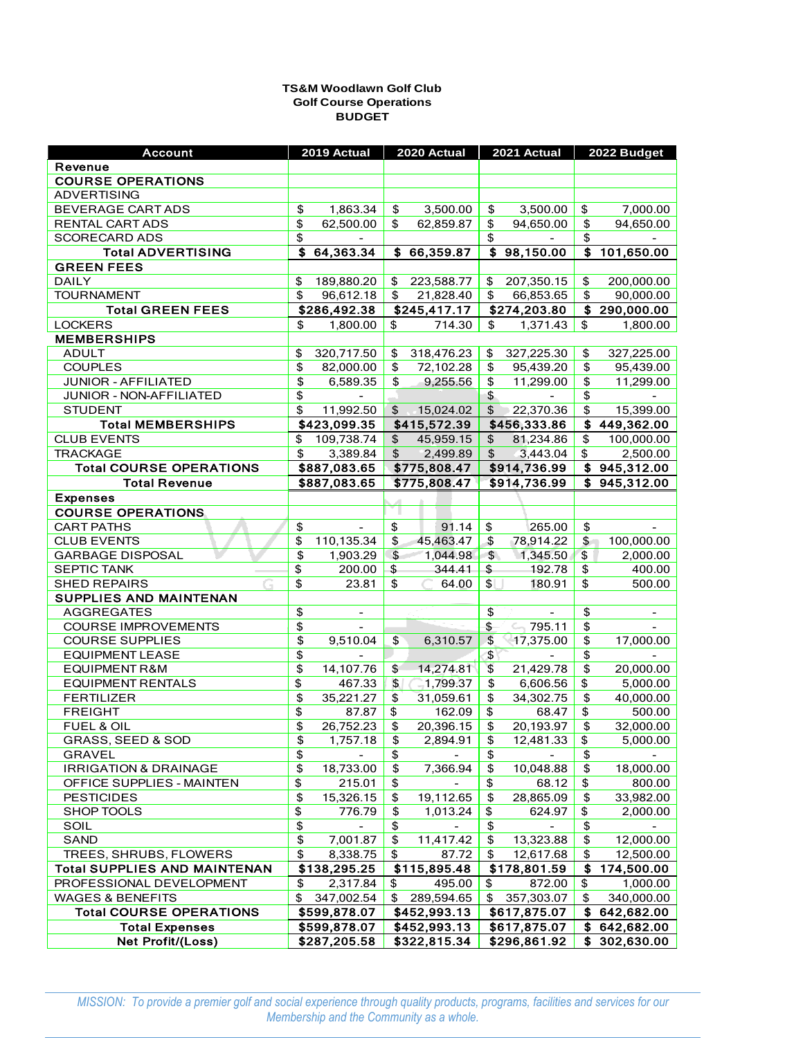**TS&M Woodlawn Golf Club**
**Golf Course Operations**
**BUDGET**

| Account | 2019 Actual | 2020 Actual | 2021 Actual | 2022 Budget |
|---|---|---|---|---|
| **Revenue** | | | | |
| **COURSE OPERATIONS** | | | | |
| ADVERTISING | | | | |
| BEVERAGE CART ADS | $ 1,863.34 | $ 3,500.00 | $ 3,500.00 | $ 7,000.00 |
| RENTAL CART ADS | $ 62,500.00 | $ 62,859.87 | $ 94,650.00 | $ 94,650.00 |
| SCORECARD ADS | $ - | | $ - | $ - |
| **Total ADVERTISING** | **$ 64,363.34** | **$ 66,359.87** | **$ 98,150.00** | **$ 101,650.00** |
| **GREEN FEES** | | | | |
| DAILY | $ 189,880.20 | $ 223,588.77 | $ 207,350.15 | $ 200,000.00 |
| TOURNAMENT | $ 96,612.18 | $ 21,828.40 | $ 66,853.65 | $ 90,000.00 |
| **Total GREEN FEES** | **$286,492.38** | **$245,417.17** | **$274,203.80** | **$ 290,000.00** |
| LOCKERS | $ 1,800.00 | $ 714.30 | $ 1,371.43 | $ 1,800.00 |
| **MEMBERSHIPS** | | | | |
| ADULT | $ 320,717.50 | $ 318,476.23 | $ 327,225.30 | $ 327,225.00 |
| COUPLES | $ 82,000.00 | $ 72,102.28 | $ 95,439.20 | $ 95,439.00 |
| JUNIOR - AFFILIATED | $ 6,589.35 | $ 9,255.56 | $ 11,299.00 | $ 11,299.00 |
| JUNIOR - NON-AFFILIATED | $ - | | $ - | $ - |
| STUDENT | $ 11,992.50 | $ 15,024.02 | $ 22,370.36 | $ 15,399.00 |
| **Total MEMBERSHIPS** | **$423,099.35** | **$415,572.39** | **$456,333.86** | **$ 449,362.00** |
| CLUB EVENTS | $ 109,738.74 | $ 45,959.15 | $ 81,234.86 | $ 100,000.00 |
| TRACKAGE | $ 3,389.84 | $ 2,499.89 | $ 3,443.04 | $ 2,500.00 |
| **Total COURSE OPERATIONS** | **$887,083.65** | **$775,808.47** | **$914,736.99** | **$ 945,312.00** |
| **Total Revenue** | **$887,083.65** | **$775,808.47** | **$914,736.99** | **$ 945,312.00** |
| **Expenses** | | | | |
| **COURSE OPERATIONS** | | | | |
| CART PATHS | $ - | $ 91.14 | $ 265.00 | $ - |
| CLUB EVENTS | $ 110,135.34 | $ 45,463.47 | $ 78,914.22 | $ 100,000.00 |
| GARBAGE DISPOSAL | $ 1,903.29 | $ 1,044.98 | $ 1,345.50 | $ 2,000.00 |
| SEPTIC TANK | $ 200.00 | $ 344.41 | $ 192.78 | $ 400.00 |
| SHED REPAIRS | $ 23.81 | $ 64.00 | $ 180.91 | $ 500.00 |
| **SUPPLIES AND MAINTENAN** | | | | |
| AGGREGATES | $ - | | $ - | $ - |
| COURSE IMPROVEMENTS | $ - | | $ 795.11 | $ - |
| COURSE SUPPLIES | $ 9,510.04 | $ 6,310.57 | $ 17,375.00 | $ 17,000.00 |
| EQUIPMENT LEASE | $ - | | $ - | $ - |
| EQUIPMENT R&M | $ 14,107.76 | $ 14,274.81 | $ 21,429.78 | $ 20,000.00 |
| EQUIPMENT RENTALS | $ 467.33 | $ 1,799.37 | $ 6,606.56 | $ 5,000.00 |
| FERTILIZER | $ 35,221.27 | $ 31,059.61 | $ 34,302.75 | $ 40,000.00 |
| FREIGHT | $ 87.87 | $ 162.09 | $ 68.47 | $ 500.00 |
| FUEL & OIL | $ 26,752.23 | $ 20,396.15 | $ 20,193.97 | $ 32,000.00 |
| GRASS, SEED & SOD | $ 1,757.18 | $ 2,894.91 | $ 12,481.33 | $ 5,000.00 |
| GRAVEL | $ - | $ - | $ - | $ - |
| IRRIGATION & DRAINAGE | $ 18,733.00 | $ 7,366.94 | $ 10,048.88 | $ 18,000.00 |
| OFFICE SUPPLIES - MAINTEN | $ 215.01 | $ - | $ 68.12 | $ 800.00 |
| PESTICIDES | $ 15,326.15 | $ 19,112.65 | $ 28,865.09 | $ 33,982.00 |
| SHOP TOOLS | $ 776.79 | $ 1,013.24 | $ 624.97 | $ 2,000.00 |
| SOIL | $ - | $ - | $ - | $ - |
| SAND | $ 7,001.87 | $ 11,417.42 | $ 13,323.88 | $ 12,000.00 |
| TREES, SHRUBS, FLOWERS | $ 8,338.75 | $ 87.72 | $ 12,617.68 | $ 12,500.00 |
| **Total SUPPLIES AND MAINTENAN** | **$138,295.25** | **$115,895.48** | **$178,801.59** | **$ 174,500.00** |
| PROFESSIONAL DEVELOPMENT | $ 2,317.84 | $ 495.00 | $ 872.00 | $ 1,000.00 |
| WAGES & BENEFITS | $ 347,002.54 | $ 289,594.65 | $ 357,303.07 | $ 340,000.00 |
| **Total COURSE OPERATIONS** | **$599,878.07** | **$452,993.13** | **$617,875.07** | **$ 642,682.00** |
| **Total Expenses** | **$599,878.07** | **$452,993.13** | **$617,875.07** | **$ 642,682.00** |
| **Net Profit/(Loss)** | **$287,205.58** | **$322,815.34** | **$296,861.92** | **$ 302,630.00** |

*MISSION: To provide a premier golf and social experience through quality products, programs, facilities and services for our Membership and the Community as a whole.*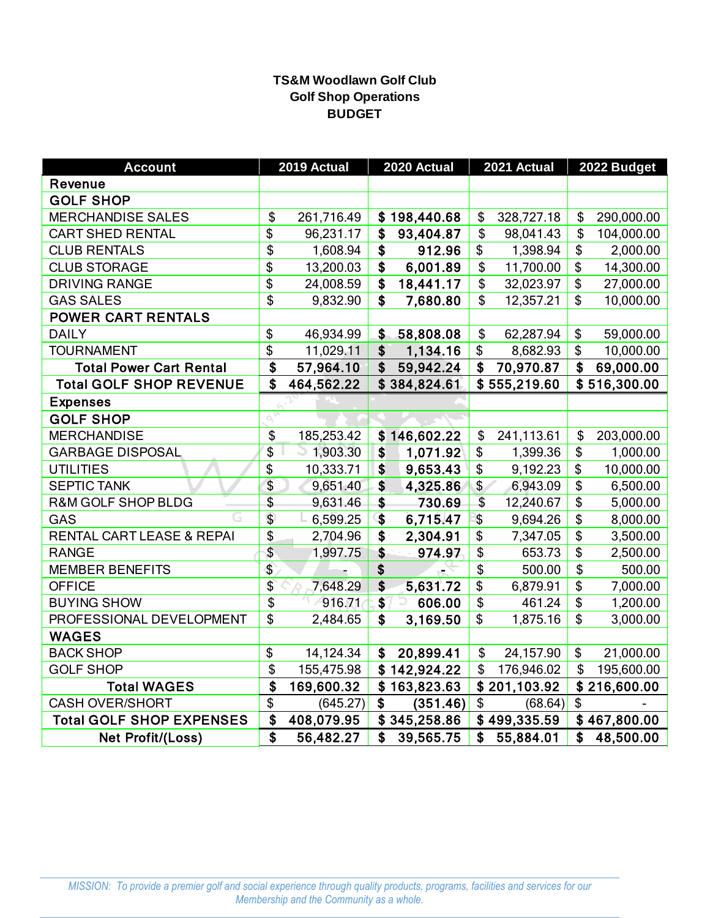# TS&M Woodlawn Golf Club
## Golf Shop Operations
## BUDGET

| Account | 2019 Actual | 2020 Actual | 2021 Actual | 2022 Budget |
|---|---|---|---|---|
| **Revenue** | | | | |
| **GOLF SHOP** | | | | |
| MERCHANDISE SALES | $ 261,716.49 | **$ 198,440.68** | $ 328,727.18 | $ 290,000.00 |
| CART SHED RENTAL | $ 96,231.17 | **$ 93,404.87** | $ 98,041.43 | $ 104,000.00 |
| CLUB RENTALS | $ 1,608.94 | **$ 912.96** | $ 1,398.94 | $ 2,000.00 |
| CLUB STORAGE | $ 13,200.03 | **$ 6,001.89** | $ 11,700.00 | $ 14,300.00 |
| DRIVING RANGE | $ 24,008.59 | **$ 18,441.17** | $ 32,023.97 | $ 27,000.00 |
| GAS SALES | $ 9,832.90 | **$ 7,680.80** | $ 12,357.21 | $ 10,000.00 |
| **POWER CART RENTALS** | | | | |
| DAILY | $ 46,934.99 | **$ 58,808.08** | $ 62,287.94 | $ 59,000.00 |
| TOURNAMENT | $ 11,029.11 | **$ 1,134.16** | $ 8,682.93 | $ 10,000.00 |
| **Total Power Cart Rental** | **$ 57,964.10** | **$ 59,942.24** | **$ 70,970.87** | **$ 69,000.00** |
| **Total GOLF SHOP REVENUE** | **$ 464,562.22** | **$ 384,824.61** | **$ 555,219.60** | **$ 516,300.00** |
| **Expenses** | | | | |
| **GOLF SHOP** | | | | |
| MERCHANDISE | $ 185,253.42 | **$ 146,602.22** | $ 241,113.61 | $ 203,000.00 |
| GARBAGE DISPOSAL | $ 1,903.30 | **$ 1,071.92** | $ 1,399.36 | $ 1,000.00 |
| UTILITIES | $ 10,333.71 | **$ 9,653.43** | $ 9,192.23 | $ 10,000.00 |
| SEPTIC TANK | $ 9,651.40 | **$ 4,325.86** | $ 6,943.09 | $ 6,500.00 |
| R&M GOLF SHOP BLDG | $ 9,631.46 | **$ 730.69** | $ 12,240.67 | $ 5,000.00 |
| GAS | $ 6,599.25 | **$ 6,715.47** | $ 9,694.26 | $ 8,000.00 |
| RENTAL CART LEASE & REPAI | $ 2,704.96 | **$ 2,304.91** | $ 7,347.05 | $ 3,500.00 |
| RANGE | $ 1,997.75 | **$ 974.97** | $ 653.73 | $ 2,500.00 |
| MEMBER BENEFITS | $ - | **$ -** | $ 500.00 | $ 500.00 |
| OFFICE | $ 7,648.29 | **$ 5,631.72** | $ 6,879.91 | $ 7,000.00 |
| BUYING SHOW | $ 916.71 | **$ 606.00** | $ 461.24 | $ 1,200.00 |
| PROFESSIONAL DEVELOPMENT | $ 2,484.65 | **$ 3,169.50** | $ 1,875.16 | $ 3,000.00 |
| **WAGES** | | | | |
| BACK SHOP | $ 14,124.34 | **$ 20,899.41** | $ 24,157.90 | $ 21,000.00 |
| GOLF SHOP | $ 155,475.98 | **$ 142,924.22** | $ 176,946.02 | $ 195,600.00 |
| **Total WAGES** | **$ 169,600.32** | **$ 163,823.63** | **$ 201,103.92** | **$ 216,600.00** |
| CASH OVER/SHORT | $ (645.27) | **$ (351.46)** | $ (68.64) | $ - |
| **Total GOLF SHOP EXPENSES** | **$ 408,079.95** | **$ 345,258.86** | **$ 499,335.59** | **$ 467,800.00** |
| **Net Profit/(Loss)** | **$ 56,482.27** | **$ 39,565.75** | **$ 55,884.01** | **$ 48,500.00** |

*MISSION: To provide a premier golf and social experience through quality products, programs, facilities and services for our Membership and the Community as a whole.*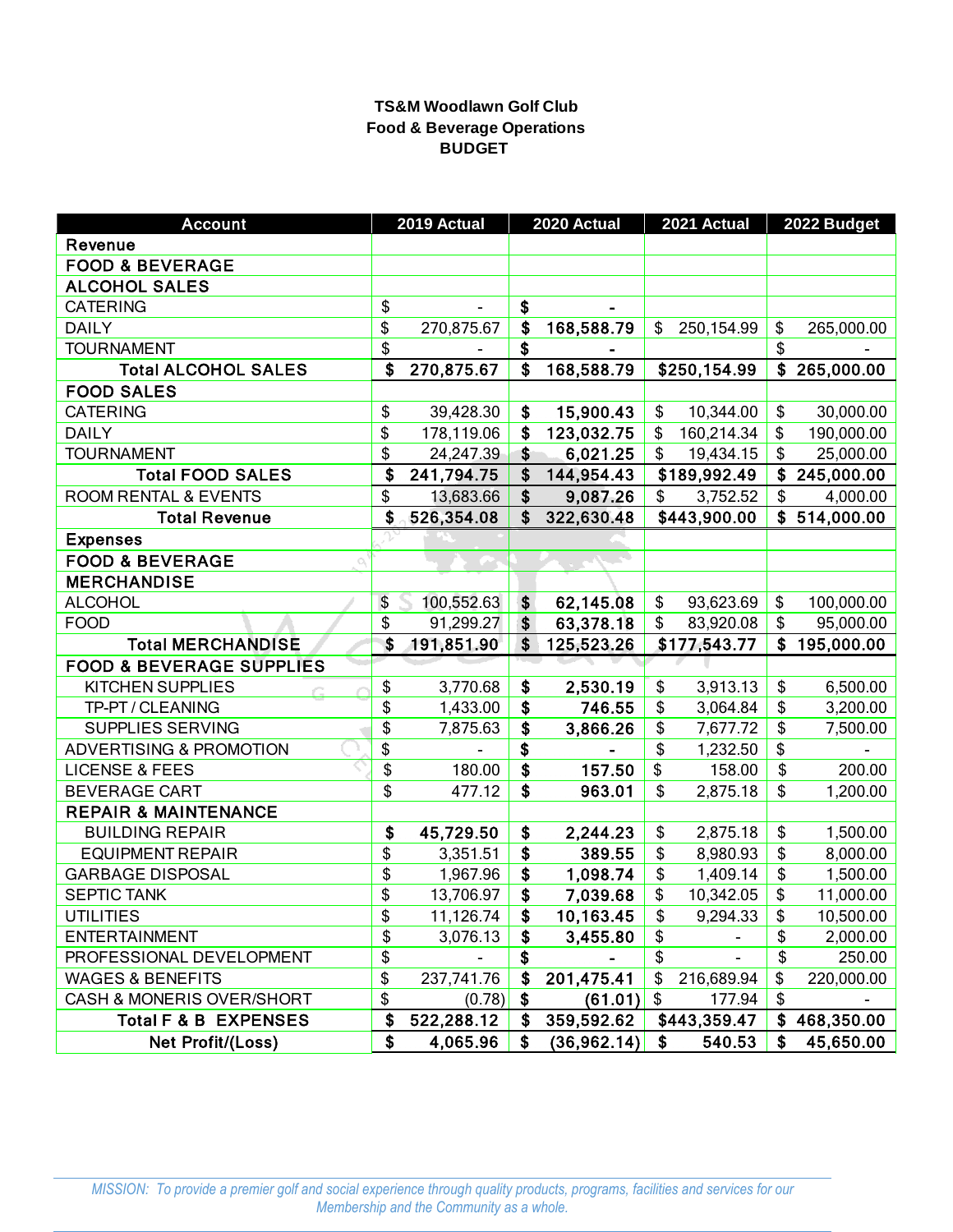**TS&M Woodlawn Golf Club**
**Food & Beverage Operations**
**BUDGET**

| Account | 2019 Actual | 2020 Actual | 2021 Actual | 2022 Budget |
|---|---|---|---|---|
| **Revenue** | | | | |
| **FOOD & BEVERAGE** | | | | |
| **ALCOHOL SALES** | | | | |
| CATERING | $ - | $ - | | |
| DAILY | $ 270,875.67 | $ 168,588.79 | $ 250,154.99 | $ 265,000.00 |
| TOURNAMENT | $ - | $ - | | $ - |
| **Total ALCOHOL SALES** | **$ 270,875.67** | **$ 168,588.79** | **$250,154.99** | **$ 265,000.00** |
| **FOOD SALES** | | | | |
| CATERING | $ 39,428.30 | $ 15,900.43 | $ 10,344.00 | $ 30,000.00 |
| DAILY | $ 178,119.06 | $ 123,032.75 | $ 160,214.34 | $ 190,000.00 |
| TOURNAMENT | $ 24,247.39 | $ 6,021.25 | $ 19,434.15 | $ 25,000.00 |
| **Total FOOD SALES** | **$ 241,794.75** | **$ 144,954.43** | **$189,992.49** | **$ 245,000.00** |
| ROOM RENTAL & EVENTS | $ 13,683.66 | $ 9,087.26 | $ 3,752.52 | $ 4,000.00 |
| **Total Revenue** | **$ 526,354.08** | **$ 322,630.48** | **$443,900.00** | **$ 514,000.00** |
| **Expenses** | | | | |
| **FOOD & BEVERAGE** | | | | |
| **MERCHANDISE** | | | | |
| ALCOHOL | $ 100,552.63 | $ 62,145.08 | $ 93,623.69 | $ 100,000.00 |
| FOOD | $ 91,299.27 | $ 63,378.18 | $ 83,920.08 | $ 95,000.00 |
| **Total MERCHANDISE** | **$ 191,851.90** | **$ 125,523.26** | **$177,543.77** | **$ 195,000.00** |
| **FOOD & BEVERAGE SUPPLIES** | | | | |
| KITCHEN SUPPLIES | $ 3,770.68 | $ 2,530.19 | $ 3,913.13 | $ 6,500.00 |
| TP-PT / CLEANING | $ 1,433.00 | $ 746.55 | $ 3,064.84 | $ 3,200.00 |
| SUPPLIES SERVING | $ 7,875.63 | $ 3,866.26 | $ 7,677.72 | $ 7,500.00 |
| ADVERTISING & PROMOTION | $ - | $ - | $ 1,232.50 | $ - |
| LICENSE & FEES | $ 180.00 | $ 157.50 | $ 158.00 | $ 200.00 |
| BEVERAGE CART | $ 477.12 | $ 963.01 | $ 2,875.18 | $ 1,200.00 |
| **REPAIR & MAINTENANCE** | | | | |
| BUILDING REPAIR | $ 45,729.50 | $ 2,244.23 | $ 2,875.18 | $ 1,500.00 |
| EQUIPMENT REPAIR | $ 3,351.51 | $ 389.55 | $ 8,980.93 | $ 8,000.00 |
| GARBAGE DISPOSAL | $ 1,967.96 | $ 1,098.74 | $ 1,409.14 | $ 1,500.00 |
| SEPTIC TANK | $ 13,706.97 | $ 7,039.68 | $ 10,342.05 | $ 11,000.00 |
| UTILITIES | $ 11,126.74 | $ 10,163.45 | $ 9,294.33 | $ 10,500.00 |
| ENTERTAINMENT | $ 3,076.13 | $ 3,455.80 | $ - | $ 2,000.00 |
| PROFESSIONAL DEVELOPMENT | $ - | $ - | $ - | $ 250.00 |
| WAGES & BENEFITS | $ 237,741.76 | $ 201,475.41 | $ 216,689.94 | $ 220,000.00 |
| CASH & MONERIS OVER/SHORT | $ (0.78) | $ (61.01) | $ 177.94 | $ - |
| **Total F & B EXPENSES** | **$ 522,288.12** | **$ 359,592.62** | **$443,359.47** | **$ 468,350.00** |
| **Net Profit/(Loss)** | **$ 4,065.96** | **$ (36,962.14)** | **$ 540.53** | **$ 45,650.00** |

*MISSION: To provide a premier golf and social experience through quality products, programs, facilities and services for our Membership and the Community as a whole.*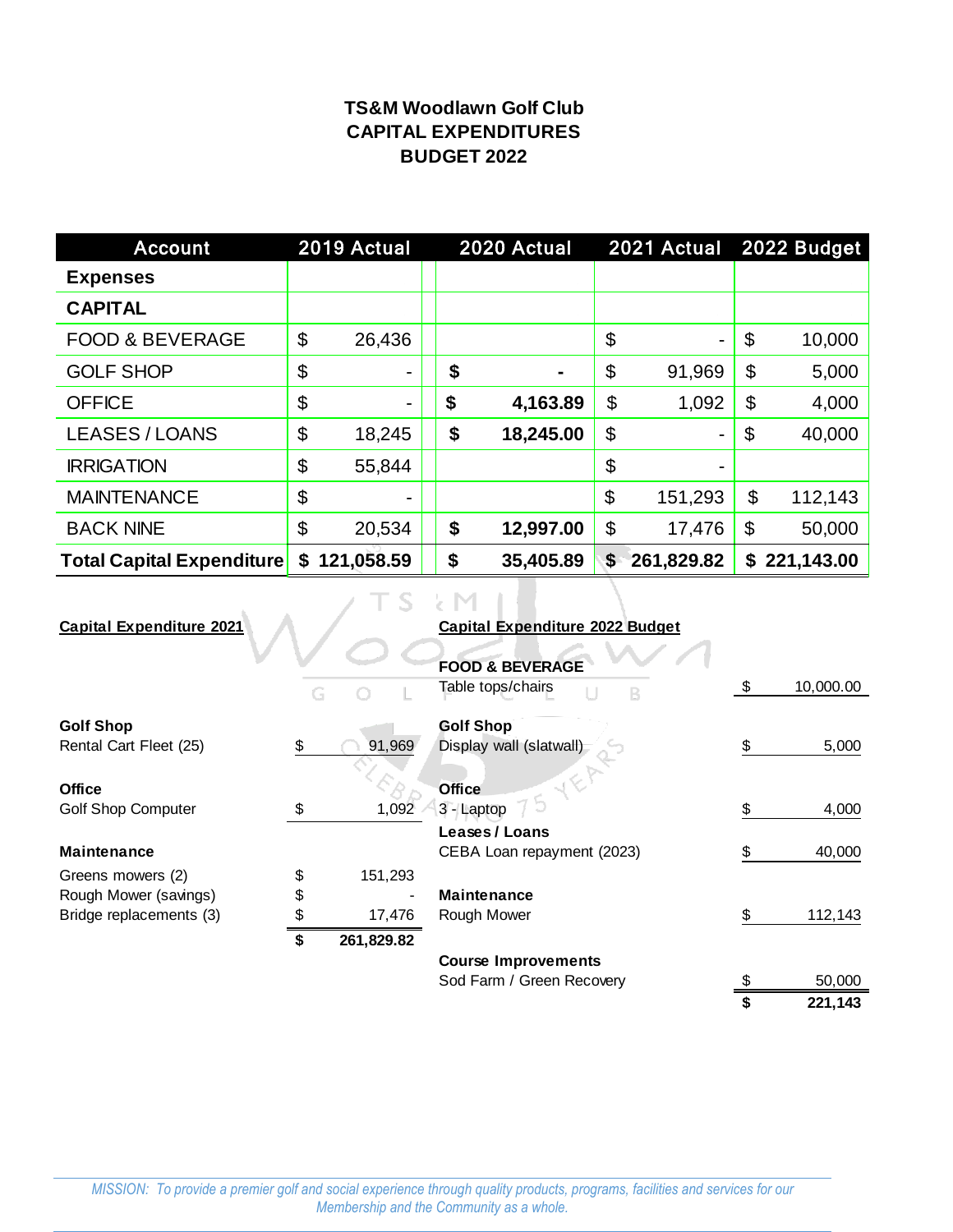# TS&M Woodlawn Golf Club
## CAPITAL EXPENDITURES
## BUDGET 2022

| Account | 2019 Actual | 2020 Actual | 2021 Actual | 2022 Budget |
|---|---|---|---|---|
| **Expenses** | | | | |
| **CAPITAL** | | | | |
| FOOD & BEVERAGE | $ 26,436 | | $ - | $ 10,000 |
| GOLF SHOP | $ - | **$ -** | $ 91,969 | $ 5,000 |
| OFFICE | $ - | **$ 4,163.89** | $ 1,092 | $ 4,000 |
| LEASES / LOANS | $ 18,245 | **$ 18,245.00** | $ - | $ 40,000 |
| IRRIGATION | $ 55,844 | | $ - | |
| MAINTENANCE | $ - | | $ 151,293 | $ 112,143 |
| BACK NINE | $ 20,534 | **$ 12,997.00** | $ 17,476 | $ 50,000 |
| **Total Capital Expenditure** | **$ 121,058.59** | **$ 35,405.89** | **$ 261,829.82** | **$ 221,143.00** |

**Capital Expenditure 2021**

| | |
|---|---|
| **Golf Shop** | |
| Rental Cart Fleet (25) | $ 91,969 |
| **Office** | |
| Golf Shop Computer | $ 1,092 |
| **Maintenance** | |
| Greens mowers (2) | $ 151,293 |
| Rough Mower (savings) | $ - |
| Bridge replacements (3) | $ 17,476 |
| | **$ 261,829.82** |

**Capital Expenditure 2022 Budget**

| | |
|---|---|
| **FOOD & BEVERAGE** | |
| Table tops/chairs | $ 10,000.00 |
| **Golf Shop** | |
| Display wall (slatwall) | $ 5,000 |
| **Office** | |
| 3 - Laptop | $ 4,000 |
| **Leases / Loans** | |
| CEBA Loan repayment (2023) | $ 40,000 |
| **Maintenance** | |
| Rough Mower | $ 112,143 |
| **Course Improvements** | |
| Sod Farm / Green Recovery | $ 50,000 |
| | **$ 221,143** |

*MISSION: To provide a premier golf and social experience through quality products, programs, facilities and services for our Membership and the Community as a whole.*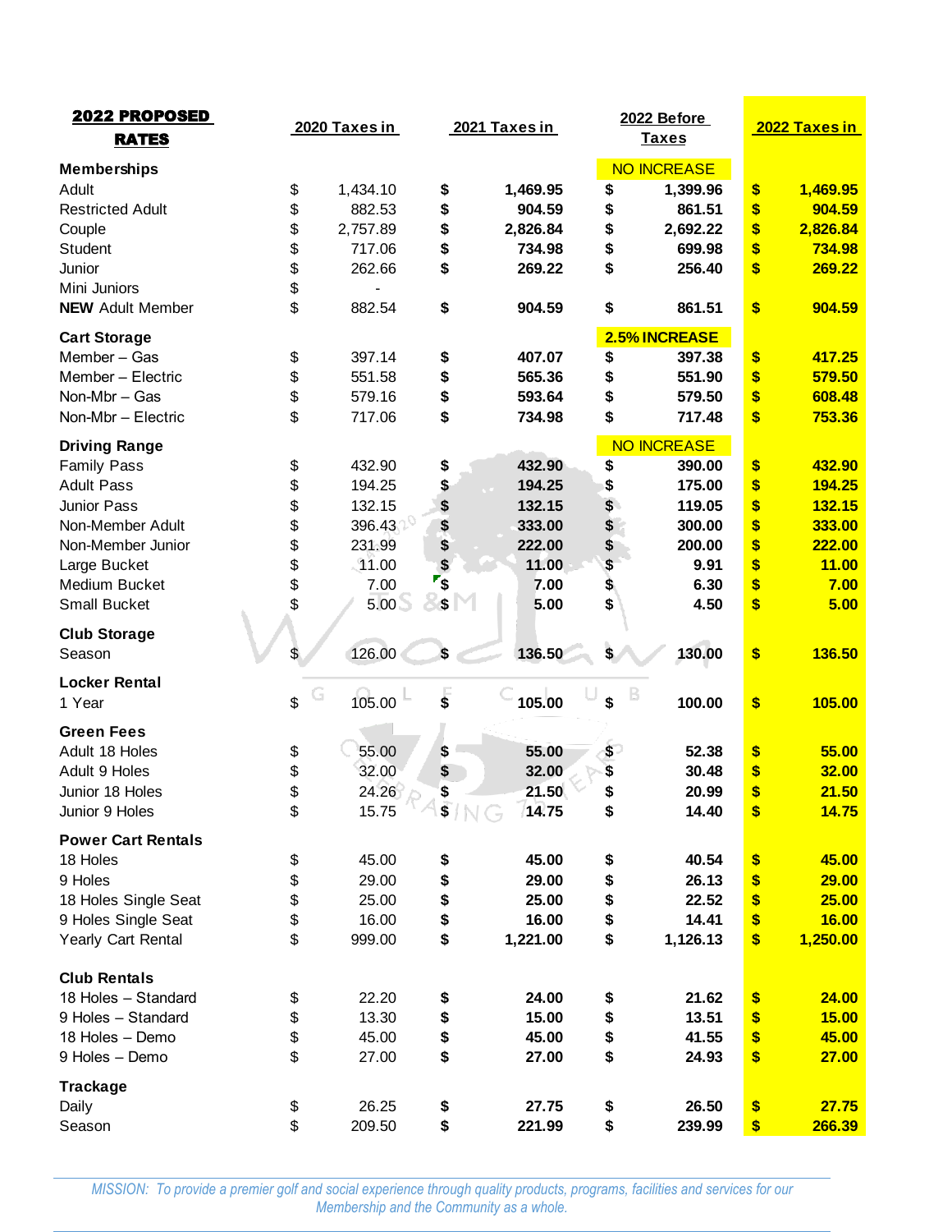| **2022 PROPOSED RATES** | 2020 Taxes in | 2021 Taxes in | 2022 Before Taxes | 2022 Taxes in |
|---|---|---|---|---|
| **Memberships** | | | NO INCREASE | |
| Adult | $ 1,434.10 | $ 1,469.95 | $ 1,399.96 | $ 1,469.95 |
| Restricted Adult | $ 882.53 | $ 904.59 | $ 861.51 | $ 904.59 |
| Couple | $ 2,757.89 | $ 2,826.84 | $ 2,692.22 | $ 2,826.84 |
| Student | $ 717.06 | $ 734.98 | $ 699.98 | $ 734.98 |
| Junior | $ 262.66 | $ 269.22 | $ 256.40 | $ 269.22 |
| Mini Juniors | $ - | | | |
| **NEW** Adult Member | $ 882.54 | $ 904.59 | $ 861.51 | $ 904.59 |
| **Cart Storage** | | | 2.5% INCREASE | |
| Member – Gas | $ 397.14 | $ 407.07 | $ 397.38 | $ 417.25 |
| Member – Electric | $ 551.58 | $ 565.36 | $ 551.90 | $ 579.50 |
| Non-Mbr – Gas | $ 579.16 | $ 593.64 | $ 579.50 | $ 608.48 |
| Non-Mbr – Electric | $ 717.06 | $ 734.98 | $ 717.48 | $ 753.36 |
| **Driving Range** | | | NO INCREASE | |
| Family Pass | $ 432.90 | $ 432.90 | $ 390.00 | $ 432.90 |
| Adult Pass | $ 194.25 | $ 194.25 | $ 175.00 | $ 194.25 |
| Junior Pass | $ 132.15 | $ 132.15 | $ 119.05 | $ 132.15 |
| Non-Member Adult | $ 396.43 | $ 333.00 | $ 300.00 | $ 333.00 |
| Non-Member Junior | $ 231.99 | $ 222.00 | $ 200.00 | $ 222.00 |
| Large Bucket | $ 11.00 | $ 11.00 | $ 9.91 | $ 11.00 |
| Medium Bucket | $ 7.00 | $ 7.00 | $ 6.30 | $ 7.00 |
| Small Bucket | $ 5.00 | $ 5.00 | $ 4.50 | $ 5.00 |
| **Club Storage** | | | | |
| Season | $ 126.00 | $ 136.50 | $ 130.00 | $ 136.50 |
| **Locker Rental** | | | | |
| 1 Year | $ 105.00 | $ 105.00 | $ 100.00 | $ 105.00 |
| **Green Fees** | | | | |
| Adult 18 Holes | $ 55.00 | $ 55.00 | $ 52.38 | $ 55.00 |
| Adult 9 Holes | $ 32.00 | $ 32.00 | $ 30.48 | $ 32.00 |
| Junior 18 Holes | $ 24.26 | $ 21.50 | $ 20.99 | $ 21.50 |
| Junior 9 Holes | $ 15.75 | $ 14.75 | $ 14.40 | $ 14.75 |
| **Power Cart Rentals** | | | | |
| 18 Holes | $ 45.00 | $ 45.00 | $ 40.54 | $ 45.00 |
| 9 Holes | $ 29.00 | $ 29.00 | $ 26.13 | $ 29.00 |
| 18 Holes Single Seat | $ 25.00 | $ 25.00 | $ 22.52 | $ 25.00 |
| 9 Holes Single Seat | $ 16.00 | $ 16.00 | $ 14.41 | $ 16.00 |
| Yearly Cart Rental | $ 999.00 | $ 1,221.00 | $ 1,126.13 | $ 1,250.00 |
| **Club Rentals** | | | | |
| 18 Holes – Standard | $ 22.20 | $ 24.00 | $ 21.62 | $ 24.00 |
| 9 Holes – Standard | $ 13.30 | $ 15.00 | $ 13.51 | $ 15.00 |
| 18 Holes – Demo | $ 45.00 | $ 45.00 | $ 41.55 | $ 45.00 |
| 9 Holes – Demo | $ 27.00 | $ 27.00 | $ 24.93 | $ 27.00 |
| **Trackage** | | | | |
| Daily | $ 26.25 | $ 27.75 | $ 26.50 | $ 27.75 |
| Season | $ 209.50 | $ 221.99 | $ 239.99 | $ 266.39 |

*MISSION: To provide a premier golf and social experience through quality products, programs, facilities and services for our Membership and the Community as a whole.*